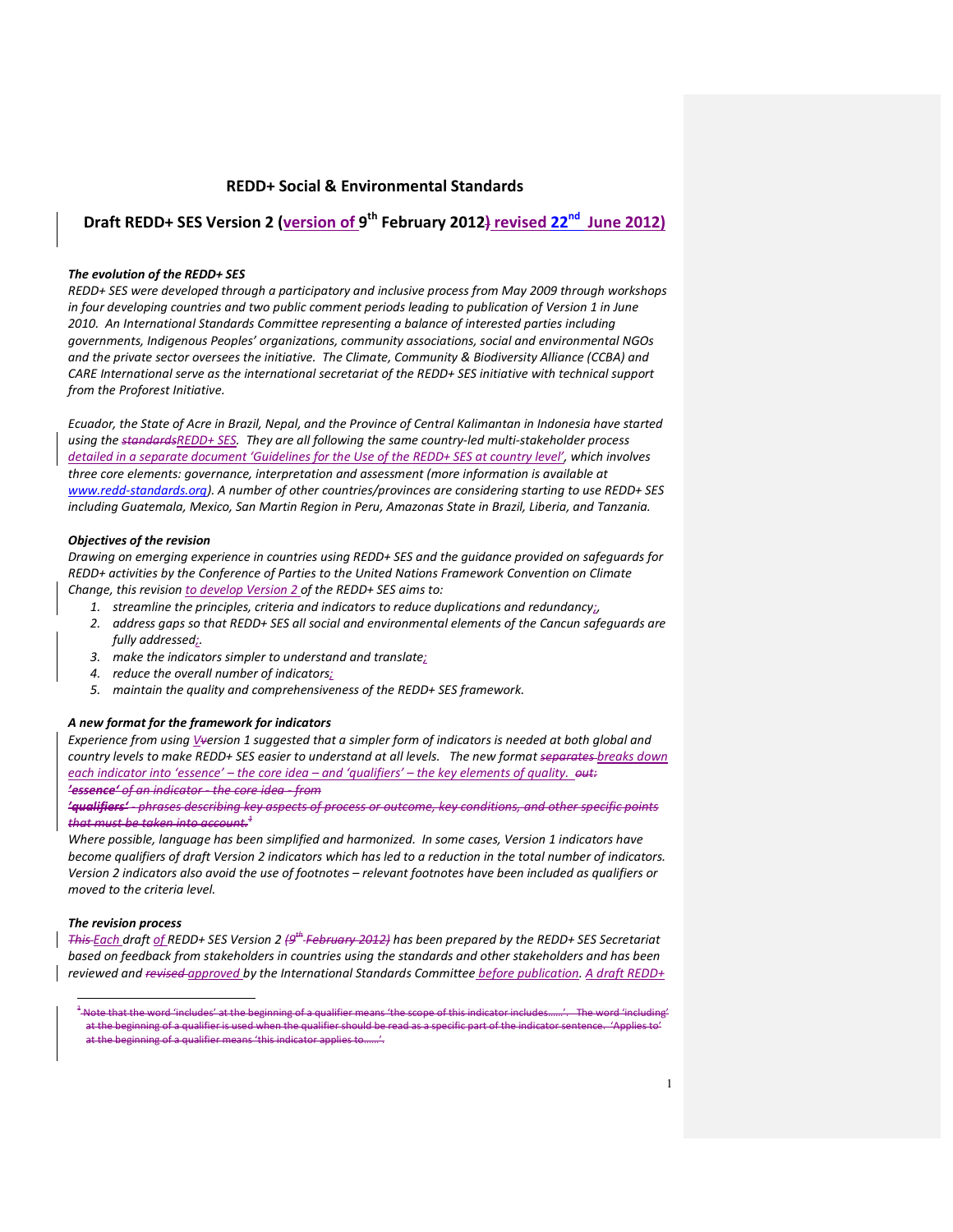# REDD+ Social & Environmental Standards

## Draft REDD+ SES Version 2 (version of 9th February 2012) revised 22nd June 2012)

***The evolution of the REDD+ SES***

*REDD+ SES were developed through a participatory and inclusive process from May 2009 through workshops in four developing countries and two public comment periods leading to publication of Version 1 in June 2010. An International Standards Committee representing a balance of interested parties including governments, Indigenous Peoples' organizations, community associations, social and environmental NGOs and the private sector oversees the initiative. The Climate, Community & Biodiversity Alliance (CCBA) and CARE International serve as the international secretariat of the REDD+ SES initiative with technical support from the Proforest Initiative.*

*Ecuador, the State of Acre in Brazil, Nepal, and the Province of Central Kalimantan in Indonesia have started using the ~~standards~~REDD+ SES. They are all following the same country-led multi-stakeholder process detailed in a separate document 'Guidelines for the Use of the REDD+ SES at country level', which involves three core elements: governance, interpretation and assessment (more information is available at www.redd-standards.org). A number of other countries/provinces are considering starting to use REDD+ SES including Guatemala, Mexico, San Martin Region in Peru, Amazonas State in Brazil, Liberia, and Tanzania.*

***Objectives of the revision***

*Drawing on emerging experience in countries using REDD+ SES and the guidance provided on safeguards for REDD+ activities by the Conference of Parties to the United Nations Framework Convention on Climate Change, this revision to develop Version 2 of the REDD+ SES aims to:*

1. *streamline the principles, criteria and indicators to reduce duplications and redundancy;~~,~~*
2. *address gaps so that REDD+ SES all social and environmental elements of the Cancun safeguards are fully addressed;~~.~~*
3. *make the indicators simpler to understand and translate;*
4. *reduce the overall number of indicators;*
5. *maintain the quality and comprehensiveness of the REDD+ SES framework.*

***A new format for the framework for indicators***

*Experience from using V~~v~~ersion 1 suggested that a simpler form of indicators is needed at both global and country levels to make REDD+ SES easier to understand at all levels. The new format ~~separates~~ breaks down each indicator into 'essence' – the core idea – and 'qualifiers' – the key elements of quality. ~~out:~~*
*~~'**essence**' of an indicator - the core idea - from~~*
*~~'**qualifiers**' - phrases describing key aspects of process or outcome, key conditions, and other specific points that must be taken into account.~~*[1]

*Where possible, language has been simplified and harmonized. In some cases, Version 1 indicators have become qualifiers of draft Version 2 indicators which has led to a reduction in the total number of indicators. Version 2 indicators also avoid the use of footnotes – relevant footnotes have been included as qualifiers or moved to the criteria level.*

***The revision process***

*~~This~~ Each draft of REDD+ SES Version 2 ~~(9th February 2012)~~ has been prepared by the REDD+ SES Secretariat based on feedback from stakeholders in countries using the standards and other stakeholders and has been reviewed and ~~revised~~ approved by the International Standards Committee before publication. A draft REDD+*

---

~~[1] Note that the word 'includes' at the beginning of a qualifier means 'the scope of this indicator includes……'. The word 'including' at the beginning of a qualifier is used when the qualifier should be read as a specific part of the indicator sentence. 'Applies to' at the beginning of a qualifier means 'this indicator applies to……'.~~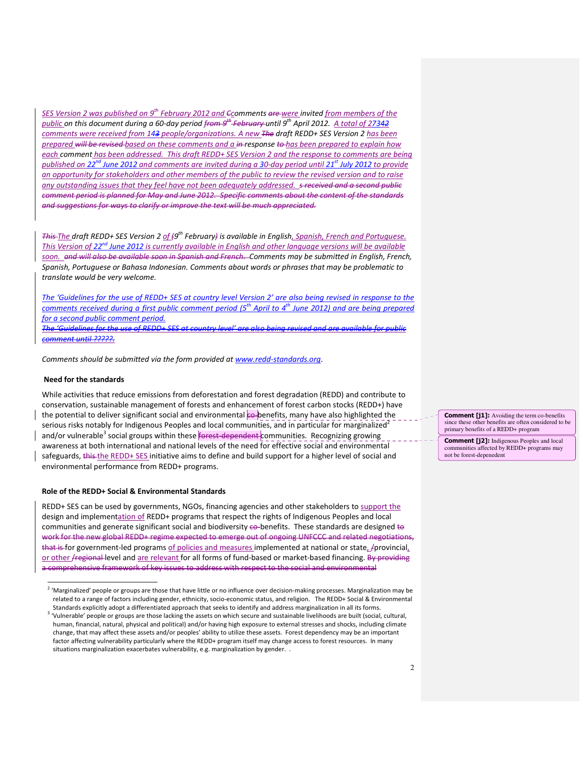*SES Version 2 was published on 9th February 2012 and ~~C~~comments ~~are~~ were invited from members of the public on this document during a 60-day period ~~from 9th February~~ until 9th April 2012. A total of 27342 comments were received from 143 people/organizations. A new ~~The~~ draft REDD+ SES Version 2 has been prepared ~~will be revised~~ based on these comments and a ~~in~~ response ~~to~~ has been prepared to explain how each comment has been addressed. This draft REDD+ SES Version 2 and the response to comments are being published on 22nd June 2012 and comments are invited during a 30-day period until 21st July 2012 to provide an opportunity for stakeholders and other members of the public to review the revised version and to raise any outstanding issues that they feel have not been adequately addressed. ~~s received and a second public comment period is planned for May and June 2012. Specific comments about the content of the standards and suggestions for ways to clarify or improve the text will be much appreciated.~~*

*~~This~~ The draft REDD+ SES Version 2 of ~~(~~9th February~~)~~ is available in English, Spanish, French and Portuguese. This Version of 22nd June 2012 is currently available in English and other language versions will be available soon. ~~and will also be available soon in Spanish and French.~~ Comments may be submitted in English, French, Spanish, Portuguese or Bahasa Indonesian. Comments about words or phrases that may be problematic to translate would be very welcome.*

*The 'Guidelines for the use of REDD+ SES at country level Version 2' are also being revised in response to the comments received during a first public comment period (5th April to 4th June 2012) and are being prepared for a second public comment period.*

*~~The 'Guidelines for the use of REDD+ SES at country level' are also being revised and are available for public comment until ?????.~~*

*Comments should be submitted via the form provided at www.redd-standards.org.*

**Need for the standards**

While activities that reduce emissions from deforestation and forest degradation (REDD) and contribute to conservation, sustainable management of forests and enhancement of forest carbon stocks (REDD+) have the potential to deliver significant social and environmental ~~co-~~benefits, many have also highlighted the serious risks notably for Indigenous Peoples and local communities, and in particular for marginalized[2] and/or vulnerable[3] social groups within these ~~forest-dependent~~ communities. Recognizing growing awareness at both international and national levels of the need for effective social and environmental safeguards, ~~this~~ the REDD+ SES initiative aims to define and build support for a higher level of social and environmental performance from REDD+ programs.

**Comment [j1]:** Avoiding the term co-benefits since these other benefits are often considered to be primary benefits of a REDD+ program

**Comment [j2]:** Indigenous Peoples and local communities affected by REDD+ programs may not be forest-depenedent

**Role of the REDD+ Social & Environmental Standards**

REDD+ SES can be used by governments, NGOs, financing agencies and other stakeholders to support the design and implementation of REDD+ programs that respect the rights of Indigenous Peoples and local communities and generate significant social and biodiversity ~~co-~~benefits. These standards are designed ~~to work for the new global REDD+ regime expected to emerge out of ongoing UNFCCC and related negotiations, that is~~ for government-led programs of policies and measures implemented at national or state, ~~/~~provincial, or other ~~/regional~~ level and are relevant for all forms of fund-based or market-based financing. ~~By providing a comprehensive framework of key issues to address with respect to the social and environmental~~

[2] 'Marginalized' people or groups are those that have little or no influence over decision-making processes. Marginalization may be related to a range of factors including gender, ethnicity, socio-economic status, and religion. The REDD+ Social & Environmental Standards explicitly adopt a differentiated approach that seeks to identify and address marginalization in all its forms.

[3] 'Vulnerable' people or groups are those lacking the assets on which secure and sustainable livelihoods are built (social, cultural, human, financial, natural, physical and political) and/or having high exposure to external stresses and shocks, including climate change, that may affect these assets and/or peoples' ability to utilize these assets. Forest dependency may be an important factor affecting vulnerability particularly where the REDD+ program itself may change access to forest resources. In many situations marginalization exacerbates vulnerability, e.g. marginalization by gender. .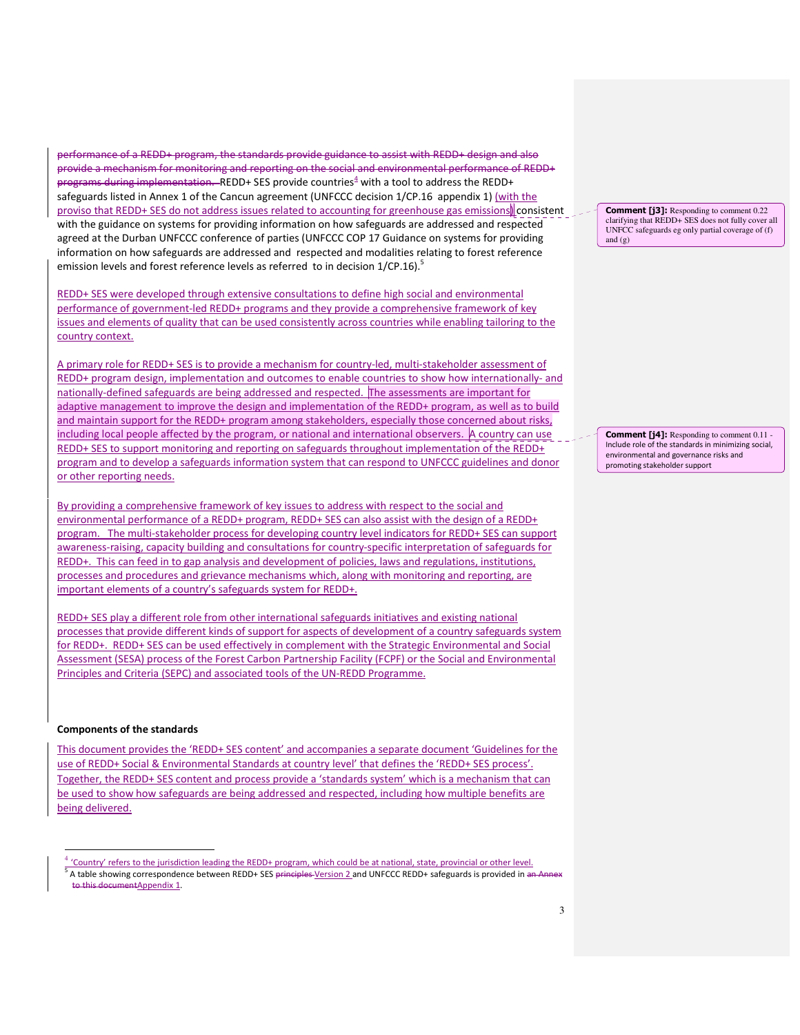performance of a REDD+ program, the standards provide guidance to assist with REDD+ design and also provide a mechanism for monitoring and reporting on the social and environmental performance of REDD+ programs during implementation. REDD+ SES provide countries[4] with a tool to address the REDD+ safeguards listed in Annex 1 of the Cancun agreement (UNFCCC decision 1/CP.16 appendix 1) (with the proviso that REDD+ SES do not address issues related to accounting for greenhouse gas emissions) consistent with the guidance on systems for providing information on how safeguards are addressed and respected agreed at the Durban UNFCCC conference of parties (UNFCCC COP 17 Guidance on systems for providing information on how safeguards are addressed and respected and modalities relating to forest reference emission levels and forest reference levels as referred to in decision 1/CP.16).[5]

REDD+ SES were developed through extensive consultations to define high social and environmental performance of government-led REDD+ programs and they provide a comprehensive framework of key issues and elements of quality that can be used consistently across countries while enabling tailoring to the country context.

A primary role for REDD+ SES is to provide a mechanism for country-led, multi-stakeholder assessment of REDD+ program design, implementation and outcomes to enable countries to show how internationally- and nationally-defined safeguards are being addressed and respected. The assessments are important for adaptive management to improve the design and implementation of the REDD+ program, as well as to build and maintain support for the REDD+ program among stakeholders, especially those concerned about risks, including local people affected by the program, or national and international observers. A country can use REDD+ SES to support monitoring and reporting on safeguards throughout implementation of the REDD+ program and to develop a safeguards information system that can respond to UNFCCC guidelines and donor or other reporting needs.

By providing a comprehensive framework of key issues to address with respect to the social and environmental performance of a REDD+ program, REDD+ SES can also assist with the design of a REDD+ program. The multi-stakeholder process for developing country level indicators for REDD+ SES can support awareness-raising, capacity building and consultations for country-specific interpretation of safeguards for REDD+. This can feed in to gap analysis and development of policies, laws and regulations, institutions, processes and procedures and grievance mechanisms which, along with monitoring and reporting, are important elements of a country's safeguards system for REDD+.

REDD+ SES play a different role from other international safeguards initiatives and existing national processes that provide different kinds of support for aspects of development of a country safeguards system for REDD+. REDD+ SES can be used effectively in complement with the Strategic Environmental and Social Assessment (SESA) process of the Forest Carbon Partnership Facility (FCPF) or the Social and Environmental Principles and Criteria (SEPC) and associated tools of the UN-REDD Programme.

**Components of the standards**

This document provides the 'REDD+ SES content' and accompanies a separate document 'Guidelines for the use of REDD+ Social & Environmental Standards at country level' that defines the 'REDD+ SES process'. Together, the REDD+ SES content and process provide a 'standards system' which is a mechanism that can be used to show how safeguards are being addressed and respected, including how multiple benefits are being delivered.

[4] 'Country' refers to the jurisdiction leading the REDD+ program, which could be at national, state, provincial or other level.

[5] A table showing correspondence between REDD+ SES ~~principles~~ Version 2 and UNFCCC REDD+ safeguards is provided in ~~an Annex to this document~~ Appendix 1.

**Comment [j3]:** Responding to comment 0.22 clarifying that REDD+ SES does not fully cover all UNFCC safeguards eg only partial coverage of (f) and (g)

**Comment [j4]:** Responding to comment 0.11 - Include role of the standards in minimizing social, environmental and governance risks and promoting stakeholder support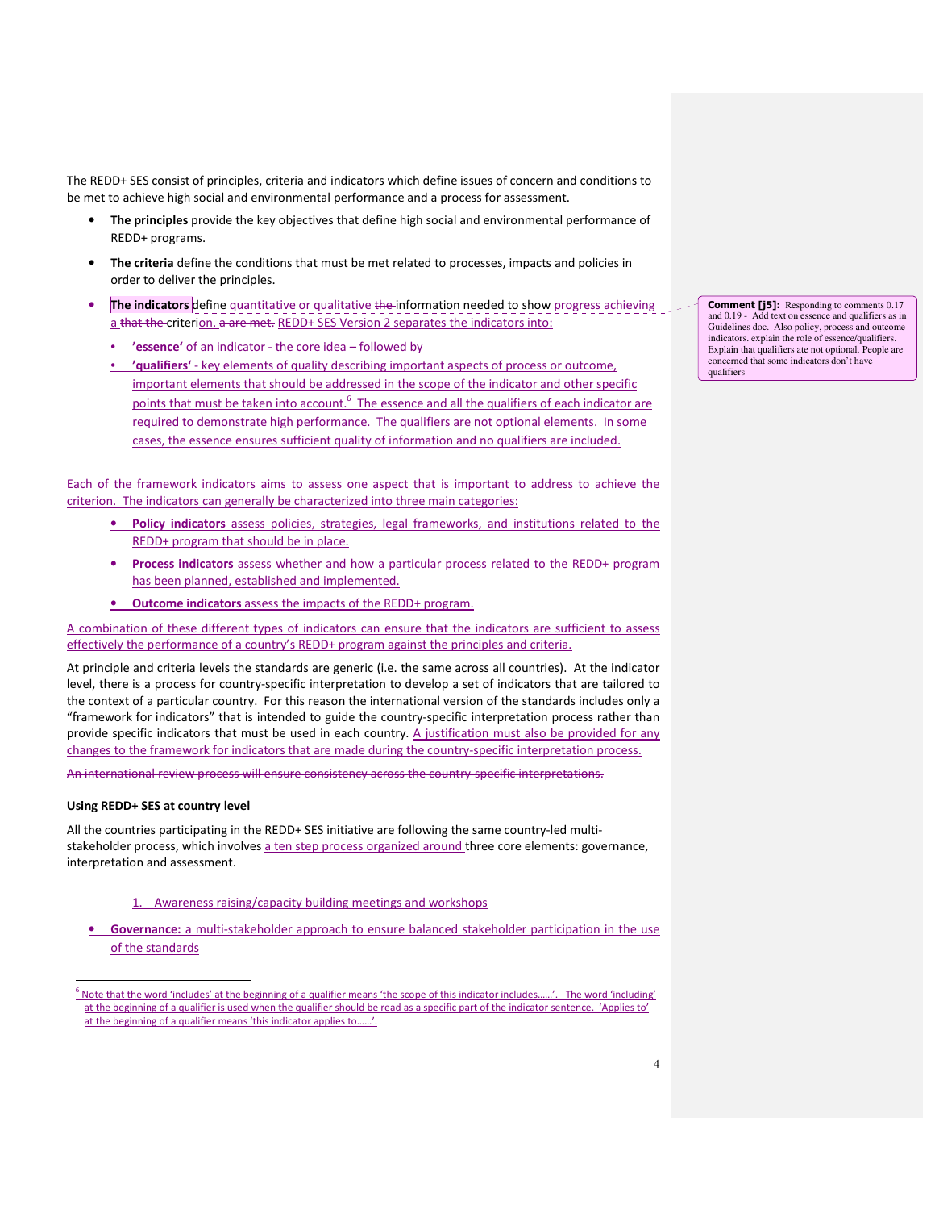The REDD+ SES consist of principles, criteria and indicators which define issues of concern and conditions to be met to achieve high social and environmental performance and a process for assessment.

- **The principles** provide the key objectives that define high social and environmental performance of REDD+ programs.
- **The criteria** define the conditions that must be met related to processes, impacts and policies in order to deliver the principles.
- **The indicators** define quantitative or qualitative the information needed to show progress achieving a that the criterion. a are met. REDD+ SES Version 2 separates the indicators into:
  - **'essence'** of an indicator - the core idea – followed by
  - **'qualifiers'** - key elements of quality describing important aspects of process or outcome, important elements that should be addressed in the scope of the indicator and other specific points that must be taken into account.[6] The essence and all the qualifiers of each indicator are required to demonstrate high performance. The qualifiers are not optional elements. In some cases, the essence ensures sufficient quality of information and no qualifiers are included.

Comment [j5]: Responding to comments 0.17 and 0.19 - Add text on essence and qualifiers as in Guidelines doc. Also policy, process and outcome indicators. explain the role of essence/qualifiers. Explain that qualifiers ate not optional. People are concerned that some indicators don't have qualifiers

Each of the framework indicators aims to assess one aspect that is important to address to achieve the criterion. The indicators can generally be characterized into three main categories:

- **Policy indicators** assess policies, strategies, legal frameworks, and institutions related to the REDD+ program that should be in place.
- **Process indicators** assess whether and how a particular process related to the REDD+ program has been planned, established and implemented.
- **Outcome indicators** assess the impacts of the REDD+ program.

A combination of these different types of indicators can ensure that the indicators are sufficient to assess effectively the performance of a country's REDD+ program against the principles and criteria.

At principle and criteria levels the standards are generic (i.e. the same across all countries). At the indicator level, there is a process for country-specific interpretation to develop a set of indicators that are tailored to the context of a particular country. For this reason the international version of the standards includes only a "framework for indicators" that is intended to guide the country-specific interpretation process rather than provide specific indicators that must be used in each country. A justification must also be provided for any changes to the framework for indicators that are made during the country-specific interpretation process.

~~An international review process will ensure consistency across the country-specific interpretations.~~

**Using REDD+ SES at country level**

All the countries participating in the REDD+ SES initiative are following the same country-led multi-stakeholder process, which involves a ten step process organized around three core elements: governance, interpretation and assessment.

1. Awareness raising/capacity building meetings and workshops

- **Governance:** a multi-stakeholder approach to ensure balanced stakeholder participation in the use of the standards

[6] Note that the word 'includes' at the beginning of a qualifier means 'the scope of this indicator includes……'. The word 'including' at the beginning of a qualifier is used when the qualifier should be read as a specific part of the indicator sentence. 'Applies to' at the beginning of a qualifier means 'this indicator applies to……'.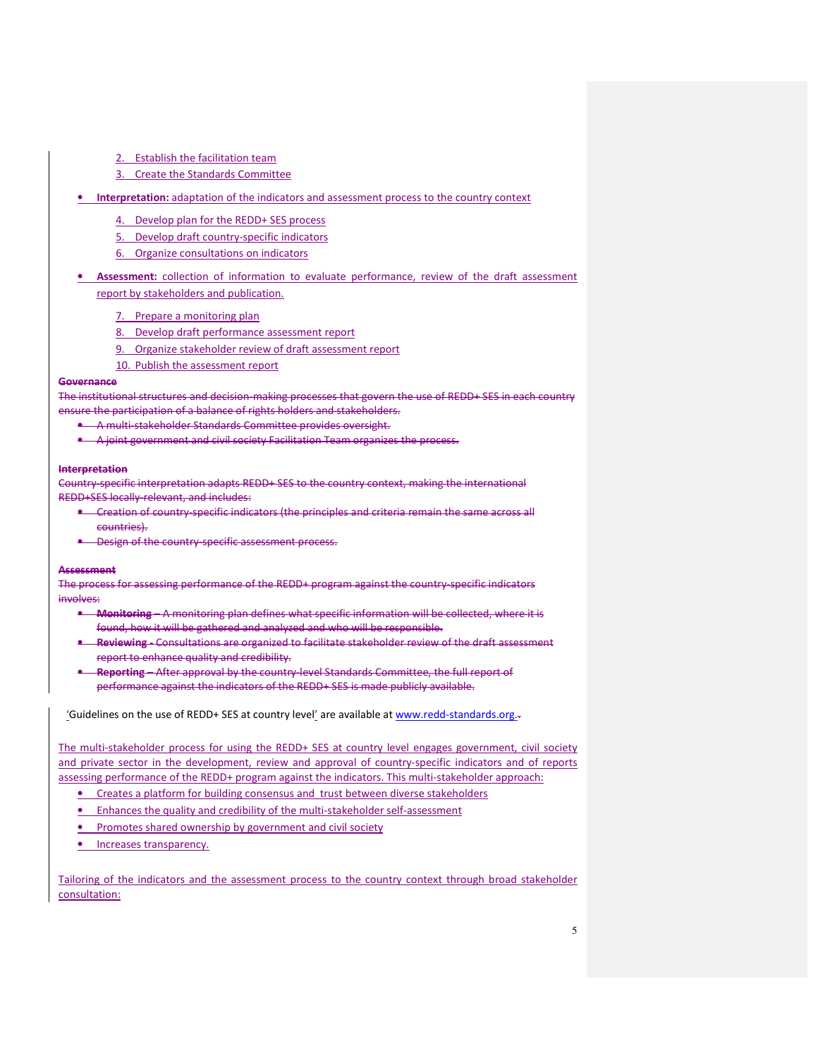2. Establish the facilitation team
3. Create the Standards Committee

- **Interpretation:** adaptation of the indicators and assessment process to the country context

4. Develop plan for the REDD+ SES process
5. Develop draft country-specific indicators
6. Organize consultations on indicators

- **Assessment:** collection of information to evaluate performance, review of the draft assessment report by stakeholders and publication.

7. Prepare a monitoring plan
8. Develop draft performance assessment report
9. Organize stakeholder review of draft assessment report
10. Publish the assessment report

~~**Governance**~~

~~The institutional structures and decision-making processes that govern the use of REDD+ SES in each country ensure the participation of a balance of rights holders and stakeholders.~~

- ~~A multi-stakeholder Standards Committee provides oversight.~~
- ~~A joint government and civil society Facilitation Team organizes the process.~~

~~**Interpretation**~~

~~Country-specific interpretation adapts REDD+ SES to the country context, making the international REDD+SES locally-relevant, and includes:~~

- ~~Creation of country-specific indicators (the principles and criteria remain the same across all countries).~~
- ~~Design of the country-specific assessment process.~~

~~**Assessment**~~

~~The process for assessing performance of the REDD+ program against the country-specific indicators involves:~~

- ~~**Monitoring** – A monitoring plan defines what specific information will be collected, where it is found, how it will be gathered and analyzed and who will be responsible.~~
- ~~**Reviewing** - Consultations are organized to facilitate stakeholder review of the draft assessment report to enhance quality and credibility.~~
- ~~**Reporting** – After approval by the country-level Standards Committee, the full report of performance against the indicators of the REDD+ SES is made publicly available.~~

'Guidelines on the use of REDD+ SES at country level' are available at www.redd-standards.org.

The multi-stakeholder process for using the REDD+ SES at country level engages government, civil society and private sector in the development, review and approval of country-specific indicators and of reports assessing performance of the REDD+ program against the indicators. This multi-stakeholder approach:

- Creates a platform for building consensus and trust between diverse stakeholders
- Enhances the quality and credibility of the multi-stakeholder self-assessment
- Promotes shared ownership by government and civil society
- Increases transparency.

Tailoring of the indicators and the assessment process to the country context through broad stakeholder consultation: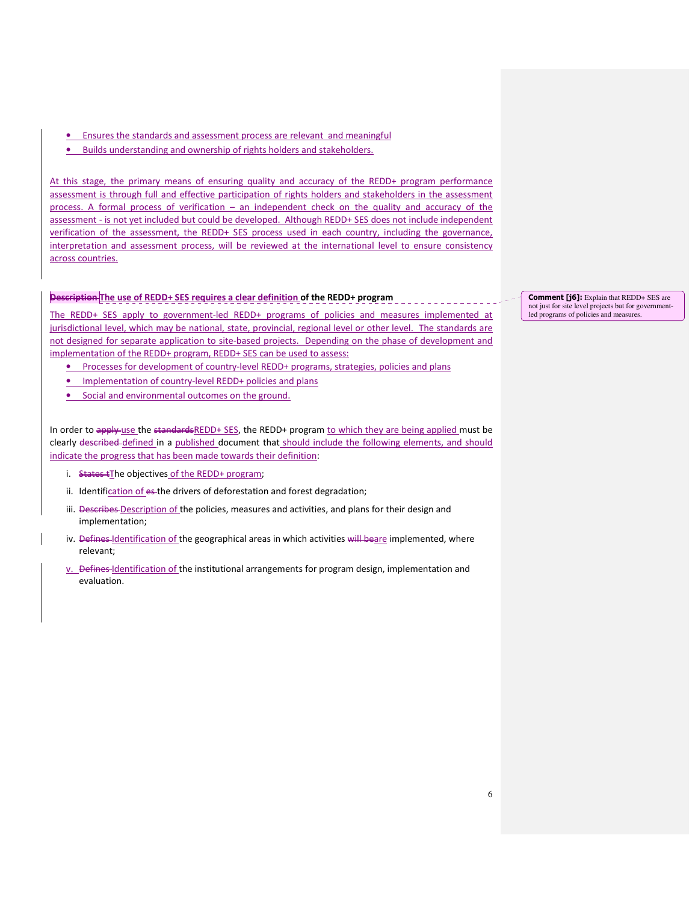- Ensures the standards and assessment process are relevant and meaningful
- Builds understanding and ownership of rights holders and stakeholders.

At this stage, the primary means of ensuring quality and accuracy of the REDD+ program performance assessment is through full and effective participation of rights holders and stakeholders in the assessment process. A formal process of verification – an independent check on the quality and accuracy of the assessment - is not yet included but could be developed. Although REDD+ SES does not include independent verification of the assessment, the REDD+ SES process used in each country, including the governance, interpretation and assessment process, will be reviewed at the international level to ensure consistency across countries.

**The use of REDD+ SES requires a clear definition of the REDD+ program**

The REDD+ SES apply to government-led REDD+ programs of policies and measures implemented at jurisdictional level, which may be national, state, provincial, regional level or other level. The standards are not designed for separate application to site-based projects. Depending on the phase of development and implementation of the REDD+ program, REDD+ SES can be used to assess:

- Processes for development of country-level REDD+ programs, strategies, policies and plans
- Implementation of country-level REDD+ policies and plans
- Social and environmental outcomes on the ground.

In order to use the REDD+ SES, the REDD+ program to which they are being applied must be clearly defined in a published document that should include the following elements, and should indicate the progress that has been made towards their definition:

i. The objectives of the REDD+ program;
ii. Identification of the drivers of deforestation and forest degradation;
iii. Description of the policies, measures and activities, and plans for their design and implementation;
iv. Identification of the geographical areas in which activities are implemented, where relevant;
v. Identification of the institutional arrangements for program design, implementation and evaluation.

**Comment [j6]:** Explain that REDD+ SES are not just for site level projects but for government-led programs of policies and measures.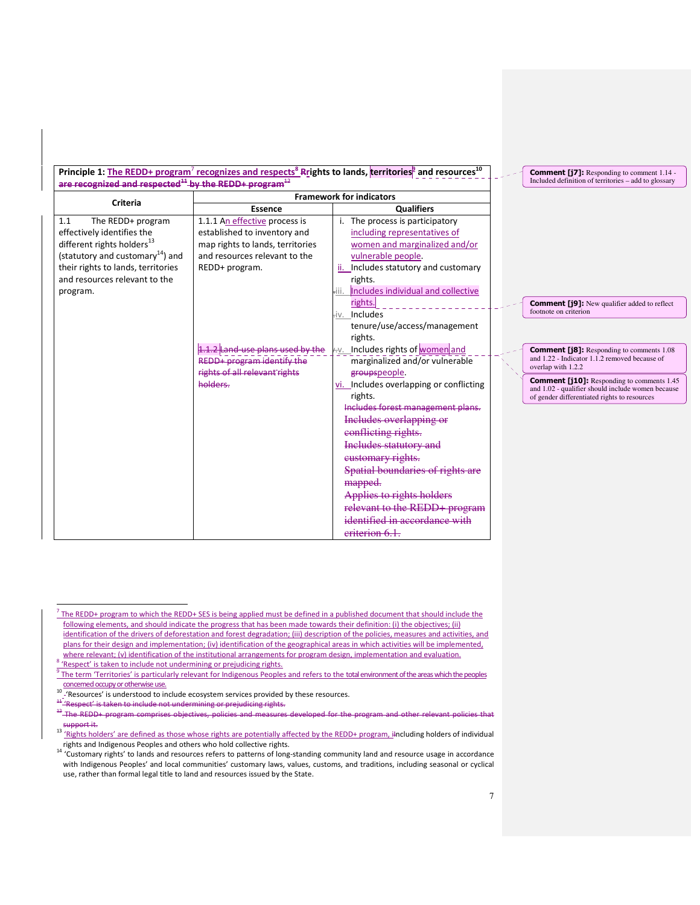| Principle 1: The REDD+ program[7] recognizes and respects[8] ~~R~~rights to lands, territories[9] and resources[10] ~~are recognized and respected[11] by the REDD+ program[12]~~ | | |
|---|---|---|
| **Criteria** | **Framework for indicators** | |
| | **Essence** | **Qualifiers** |
| 1.1 The REDD+ program effectively identifies the different rights holders[13] (statutory and customary[14]) and their rights to lands, territories and resources relevant to the program. | 1.1.1 An effective process is established to inventory and map rights to lands, territories and resources relevant to the REDD+ program.<br><br>~~1.1.2 Land-use plans used by the REDD+ program identify the rights of all relevant rights holders.~~ | i. The process is participatory including representatives of women and marginalized and/or vulnerable people.<br>ii. Includes statutory and customary rights.<br>iii. Includes individual and collective rights.<br>iv. Includes tenure/use/access/management rights.<br>v. Includes rights of women and marginalized and/or vulnerable ~~groups~~people.<br>vi. Includes overlapping or conflicting rights.<br>~~Includes forest management plans.~~<br>~~Includes overlapping or conflicting rights.~~<br>~~Includes statutory and customary rights.~~<br>~~Spatial boundaries of rights are mapped.~~<br>~~Applies to rights holders relevant to the REDD+ program identified in accordance with criterion 6.1.~~ |

**Comment [j7]:** Responding to comment 1.14 - Included definition of territories – add to glossary

**Comment [j9]:** New qualifier added to reflect footnote on criterion

**Comment [j8]:** Responding to comments 1.08 and 1.22 - Indicator 1.1.2 removed because of overlap with 1.2.2

**Comment [j10]:** Responding to comments 1.45 and 1.02 - qualifier should include women because of gender differentiated rights to resources

[7] The REDD+ program to which the REDD+ SES is being applied must be defined in a published document that should include the following elements, and should indicate the progress that has been made towards their definition: (i) the objectives; (ii) identification of the drivers of deforestation and forest degradation; (iii) description of the policies, measures and activities, and plans for their design and implementation; (iv) identification of the geographical areas in which activities will be implemented, where relevant; (v) identification of the institutional arrangements for program design, implementation and evaluation.

[8] 'Respect' is taken to include not undermining or prejudicing rights.

[9] The term 'Territories' is particularly relevant for Indigenous Peoples and refers to the total environment of the areas which the peoples concerned occupy or otherwise use.

[10] 'Resources' is understood to include ecosystem services provided by these resources.

~~[11] 'Respect' is taken to include not undermining or prejudicing rights.~~

~~[12] The REDD+ program comprises objectives, policies and measures developed for the program and other relevant policies that support it.~~

[13] 'Rights holders' are defined as those whose rights are potentially affected by the REDD+ program, i~~I~~ncluding holders of individual rights and Indigenous Peoples and others who hold collective rights.

[14] 'Customary rights' to lands and resources refers to patterns of long-standing community land and resource usage in accordance with Indigenous Peoples' and local communities' customary laws, values, customs, and traditions, including seasonal or cyclical use, rather than formal legal title to land and resources issued by the State.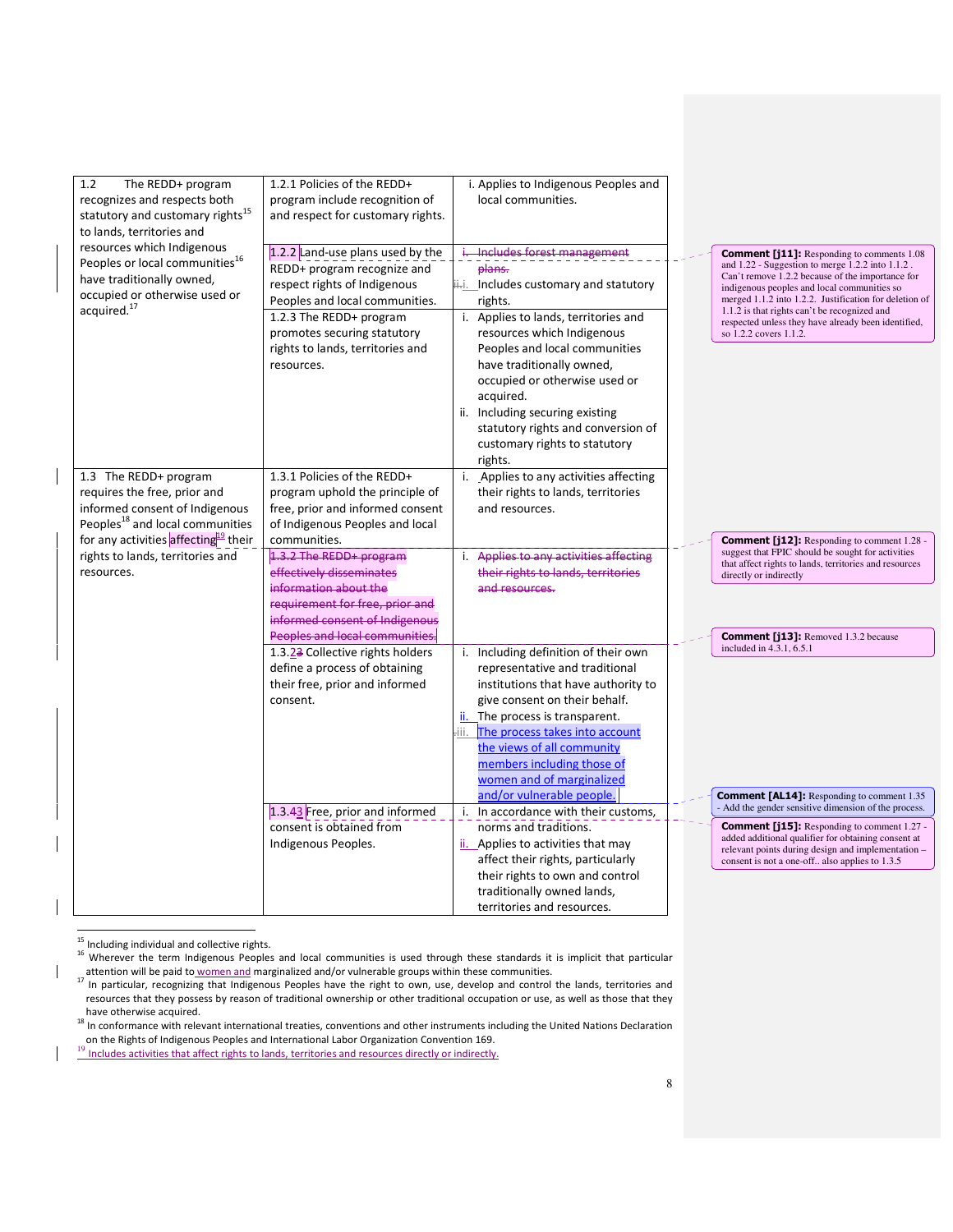| | | |
|---|---|---|
| 1.2 The REDD+ program recognizes and respects both statutory and customary rights[15] to lands, territories and resources which Indigenous Peoples or local communities[16] have traditionally owned, occupied or otherwise used or acquired.[17] | 1.2.1 Policies of the REDD+ program include recognition of and respect for customary rights. | i. Applies to Indigenous Peoples and local communities. |
| | 1.2.2 Land-use plans used by the REDD+ program recognize and respect rights of Indigenous Peoples and local communities. | ~~i. Includes forest management plans.~~<br>~~ii.~~i. Includes customary and statutory rights. |
| | 1.2.3 The REDD+ program promotes securing statutory rights to lands, territories and resources. | i. Applies to lands, territories and resources which Indigenous Peoples and local communities have traditionally owned, occupied or otherwise used or acquired.<br>ii. Including securing existing statutory rights and conversion of customary rights to statutory rights. |
| 1.3 The REDD+ program requires the free, prior and informed consent of Indigenous Peoples[18] and local communities for any activities affecting[19] their rights to lands, territories and resources. | 1.3.1 Policies of the REDD+ program uphold the principle of free, prior and informed consent of Indigenous Peoples and local communities. | i. Applies to any activities affecting their rights to lands, territories and resources. |
| | ~~1.3.2 The REDD+ program effectively disseminates information about the requirement for free, prior and informed consent of Indigenous Peoples and local communities.~~ | i. ~~Applies to any activities affecting their rights to lands, territories and resources.~~ |
| | 1.3.2~~3~~ Collective rights holders define a process of obtaining their free, prior and informed consent. | i. Including definition of their own representative and traditional institutions that have authority to give consent on their behalf.<br>ii. The process is transparent.<br>iii. The process takes into account the views of all community members including those of women and of marginalized and/or vulnerable people. |
| | 1.3.3~~4~~ Free, prior and informed consent is obtained from Indigenous Peoples. | i. In accordance with their customs, norms and traditions.<br>ii. Applies to activities that may affect their rights, particularly their rights to own and control traditionally owned lands, territories and resources. |

**Comment [j11]:** Responding to comments 1.08 and 1.22 - Suggestion to merge 1.2.2 into 1.1.2 . Can't remove 1.2.2 because of the importance for indigenous peoples and local communities so merged 1.1.2 into 1.2.2. Justification for deletion of 1.1.2 is that rights can't be recognized and respected unless they have already been identified, so 1.2.2 covers 1.1.2.

**Comment [j12]:** Responding to comment 1.28 - suggest that FPIC should be sought for activities that affect rights to lands, territories and resources directly or indirectly

**Comment [j13]:** Removed 1.3.2 because included in 4.3.1, 6.5.1

**Comment [AL14]:** Responding to comment 1.35 - Add the gender sensitive dimension of the process.

**Comment [j15]:** Responding to comment 1.27 - added additional qualifier for obtaining consent at relevant points during design and implementation – consent is not a one-off.. also applies to 1.3.5

---

[15] Including individual and collective rights.

[16] Wherever the term Indigenous Peoples and local communities is used through these standards it is implicit that particular attention will be paid to women and marginalized and/or vulnerable groups within these communities.

[17] In particular, recognizing that Indigenous Peoples have the right to own, use, develop and control the lands, territories and resources that they possess by reason of traditional ownership or other traditional occupation or use, as well as those that they have otherwise acquired.

[18] In conformance with relevant international treaties, conventions and other instruments including the United Nations Declaration on the Rights of Indigenous Peoples and International Labor Organization Convention 169.

[19] Includes activities that affect rights to lands, territories and resources directly or indirectly.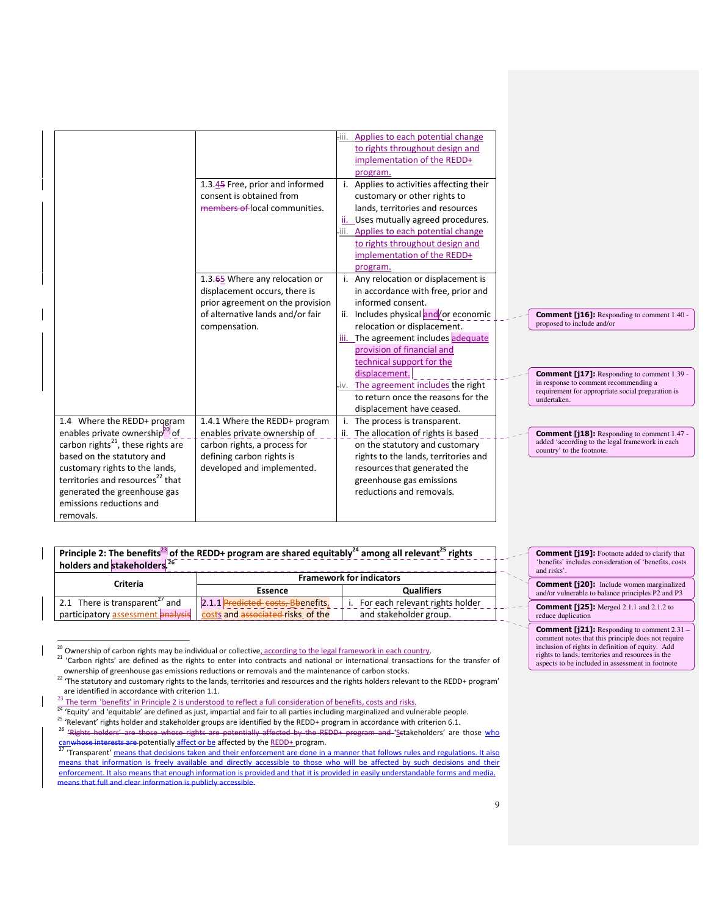| | | |
|---|---|---|
| | | iii. Applies to each potential change to rights throughout design and implementation of the REDD+ program. |
| | 1.3.45 Free, prior and informed consent is obtained from members of local communities. | i. Applies to activities affecting their customary or other rights to lands, territories and resources<br>ii. Uses mutually agreed procedures.<br>iii. Applies to each potential change to rights throughout design and implementation of the REDD+ program. |
| | 1.3.65 Where any relocation or displacement occurs, there is prior agreement on the provision of alternative lands and/or fair compensation. | i. Any relocation or displacement is in accordance with free, prior and informed consent.<br>ii. Includes physical and/or economic relocation or displacement.<br>iii. The agreement includes adequate provision of financial and technical support for the displacement.<br>iv. The agreement includes the right to return once the reasons for the displacement have ceased. |
| 1.4 Where the REDD+ program enables private ownership[20] of carbon rights[21], these rights are based on the statutory and customary rights to the lands, territories and resources[22] that generated the greenhouse gas emissions reductions and removals. | 1.4.1 Where the REDD+ program enables private ownership of carbon rights, a process for defining carbon rights is developed and implemented. | i. The process is transparent.<br>ii. The allocation of rights is based on the statutory and customary rights to the lands, territories and resources that generated the greenhouse gas emissions reductions and removals. |

**Comment [j16]:** Responding to comment 1.40 - proposed to include and/or

**Comment [j17]:** Responding to comment 1.39 - in response to comment recommending a requirement for appropriate social preparation is undertaken.

**Comment [j18]:** Responding to comment 1.47 - added 'according to the legal framework in each country' to the footnote.

**Principle 2: The benefits[23] of the REDD+ program are shared equitably[24] among all relevant[25] rights holders and stakeholders.[26]**

| Criteria | Framework for indicators | |
|---|---|---|
| | Essence | Qualifiers |
| 2.1 There is transparent[27] and participatory assessment analysis | 2.1.1 Predicted costs, Bbenefits, costs and associated risks of the | i. For each relevant rights holder and stakeholder group. |

**Comment [j19]:** Footnote added to clarify that 'benefits' includes consideration of 'benefits, costs and risks'.

**Comment [j20]:** Include women marginalized and/or vulnerable to balance principles P2 and P3

**Comment [j25]:** Merged 2.1.1 and 2.1.2 to reduce duplication

**Comment [j21]:** Responding to comment 2.31 – comment notes that this principle does not require inclusion of rights in definition of equity. Add rights to lands, territories and resources in the aspects to be included in assessment in footnote

[20] Ownership of carbon rights may be individual or collective, according to the legal framework in each country.

[21] 'Carbon rights' are defined as the rights to enter into contracts and national or international transactions for the transfer of ownership of greenhouse gas emissions reductions or removals and the maintenance of carbon stocks.

[22] 'The statutory and customary rights to the lands, territories and resources and the rights holders relevant to the REDD+ program' are identified in accordance with criterion 1.1.

[23] The term 'benefits' in Principle 2 is understood to reflect a full consideration of benefits, costs and risks.

[24] 'Equity' and 'equitable' are defined as just, impartial and fair to all parties including marginalized and vulnerable people.

[25] 'Relevant' rights holder and stakeholder groups are identified by the REDD+ program in accordance with criterion 6.1.

[26] 'Rights holders' are those whose rights are potentially affected by the REDD+ program and 'Sstakeholders' are those who canwhose interests are potentially affect or be affected by the REDD+ program.

[27] 'Transparent' means that decisions taken and their enforcement are done in a manner that follows rules and regulations. It also means that information is freely available and directly accessible to those who will be affected by such decisions and their enforcement. It also means that enough information is provided and that it is provided in easily understandable forms and media. means that full and clear information is publicly accessible.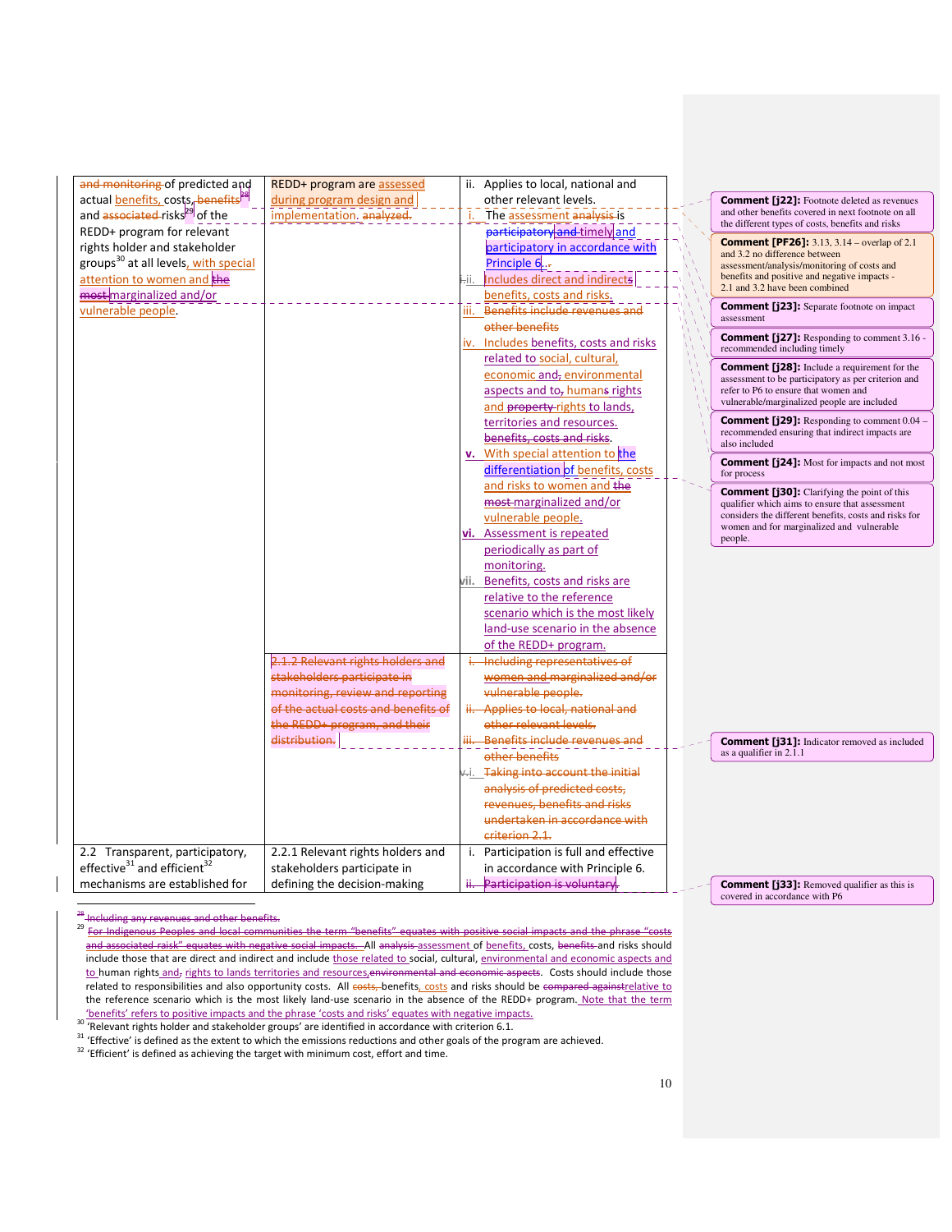| | | |
|---|---|---|
| and monitoring of predicted and actual benefits, costs, benefits[28] and associated risks[29] of the REDD+ program for relevant rights holder and stakeholder groups[30] at all levels, with special attention to women and the most marginalized and/or vulnerable people. | REDD+ program are assessed during program design and implementation. analyzed. | ii. Applies to local, national and other relevant levels.<br>i. The assessment analysis is participatory and timely and participatory in accordance with Principle 6..<br>i. ii. Includes direct and indirects benefits, costs and risks.<br>iii. Benefits include revenues and other benefits<br>iv. Includes benefits, costs and risks related to social, cultural, economic and, environmental aspects and to, humans rights and property rights to lands, territories and resources. benefits, costs and risks.<br>v. With special attention to the differentiation of benefits, costs and risks to women and the most marginalized and/or vulnerable people.<br>vi. Assessment is repeated periodically as part of monitoring.<br>vii. Benefits, costs and risks are relative to the reference scenario which is the most likely land-use scenario in the absence of the REDD+ program. |
| | 2.1.2 Relevant rights holders and stakeholders participate in monitoring, review and reporting of the actual costs and benefits of the REDD+ program, and their distribution. | i. Including representatives of women and marginalized and/or vulnerable people.<br>ii. Applies to local, national and other relevant levels.<br>iii. Benefits include revenues and other benefits<br>v. i. Taking into account the initial analysis of predicted costs, revenues, benefits and risks undertaken in accordance with criterion 2.1. |
| 2.2 Transparent, participatory, effective[31] and efficient[32] mechanisms are established for | 2.2.1 Relevant rights holders and stakeholders participate in defining the decision-making | i. Participation is full and effective in accordance with Principle 6.<br>ii. Participation is voluntary. |

**Comment [j22]:** Footnote deleted as revenues and other benefits covered in next footnote on all the different types of costs, benefits and risks

**Comment [PF26]:** 3.13, 3.14 – overlap of 2.1 and 3.2 no difference between assessment/analysis/monitoring of costs and benefits and positive and negative impacts - 2.1 and 3.2 have been combined

**Comment [j23]:** Separate footnote on impact assessment

**Comment [j27]:** Responding to comment 3.16 - recommended including timely

**Comment [j28]:** Include a requirement for the assessment to be participatory as per criterion and refer to P6 to ensure that women and vulnerable/marginalized people are included

**Comment [j29]:** Responding to comment 0.04 – recommended ensuring that indirect impacts are also included

**Comment [j24]:** Most for impacts and not most for process

**Comment [j30]:** Clarifying the point of this qualifier which aims to ensure that assessment considers the different benefits, costs and risks for women and for marginalized and vulnerable people.

**Comment [j31]:** Indicator removed as included as a qualifier in 2.1.1

**Comment [j33]:** Removed qualifier as this is covered in accordance with P6

[28] Including any revenues and other benefits.

[29] For Indigenous Peoples and local communities the term "benefits" equates with positive social impacts and the phrase "costs and associated raisk" equates with negative social impacts. All analysis assessment of benefits, costs, benefits and risks should include those that are direct and indirect and include those related to social, cultural, environmental and economic aspects and to human rights and, rights to lands territories and resources,environmental and economic aspects. Costs should include those related to responsibilities and also opportunity costs. All costs, benefits, costs and risks should be compared againstrelative to the reference scenario which is the most likely land-use scenario in the absence of the REDD+ program. Note that the term 'benefits' refers to positive impacts and the phrase 'costs and risks' equates with negative impacts.

[30] 'Relevant rights holder and stakeholder groups' are identified in accordance with criterion 6.1.

[31] 'Effective' is defined as the extent to which the emissions reductions and other goals of the program are achieved.

[32] 'Efficient' is defined as achieving the target with minimum cost, effort and time.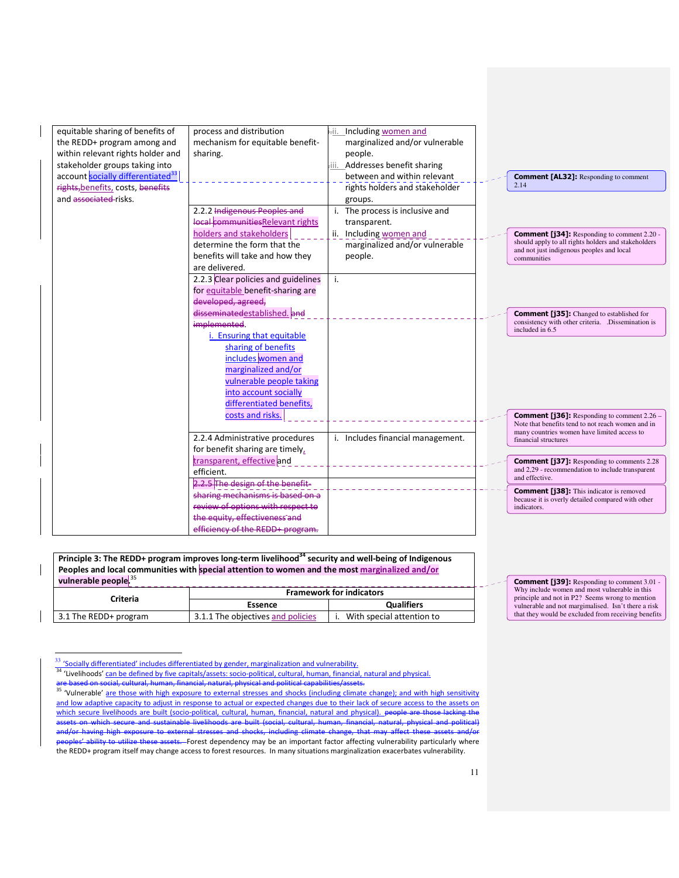| | | |
|---|---|---|
| equitable sharing of benefits of the REDD+ program among and within relevant rights holder and stakeholder groups taking into account socially differentiated[33] ~~rights,~~benefits, costs, ~~benefits~~ and ~~associated~~ risks. | process and distribution mechanism for equitable benefit-sharing. | ii. Including women and marginalized and/or vulnerable people.<br>iii. Addresses benefit sharing between and within relevant rights holders and stakeholder groups. |
| | 2.2.2 ~~Indigenous Peoples and local communities~~Relevant rights holders and stakeholders determine the form that the benefits will take and how they are delivered. | i. The process is inclusive and transparent.<br>ii. Including women and marginalized and/or vulnerable people. |
| | 2.2.3 Clear policies and guidelines for equitable benefit-sharing are ~~developed, agreed, disseminated~~established. ~~and implemented~~.<br>i. Ensuring that equitable sharing of benefits includes women and marginalized and/or vulnerable people taking into account socially differentiated benefits, costs and risks. | i. |
| | 2.2.4 Administrative procedures for benefit sharing are timely, transparent, effective and efficient. | i. Includes financial management. |
| | ~~2.2.5 The design of the benefit-sharing mechanisms is based on a review of options with respect to the equity, effectiveness and efficiency of the REDD+ program.~~ | |

**Comment [AL32]:** Responding to comment 2.14

**Comment [j34]:** Responding to comment 2.20 - should apply to all rights holders and stakeholders and not just indigenous peoples and local communities

**Comment [j35]:** Changed to established for consistency with other criteria. Dissemination is included in 6.5

**Comment [j36]:** Responding to comment 2.26 – Note that benefits tend to not reach women and in many countries women have limited access to financial structures

**Comment [j37]:** Responding to comments 2.28 and 2,29 - recommendation to include transparent and effective.

**Comment [j38]:** This indicator is removed because it is overly detailed compared with other indicators.

| **Principle 3: The REDD+ program improves long-term livelihood[34] security and well-being of Indigenous Peoples and local communities with special attention to women and the most marginalized and/or vulnerable people.[35]** | | |
|---|---|---|
| **Criteria** | **Framework for indicators** | |
| | **Essence** | **Qualifiers** |
| 3.1 The REDD+ program | 3.1.1 The objectives and policies | i. With special attention to |

**Comment [j39]:** Responding to comment 3.01 - Why include women and most vulnerable in this principle and not in P2? Seems wrong to mention vulnerable and not marginalised. Isn't there a risk that they would be excluded from receiving benefits

---

[33] 'Socially differentiated' includes differentiated by gender, marginalization and vulnerability.

[34] 'Livelihoods' can be defined by five capitals/assets: socio-political, cultural, human, financial, natural and physical. ~~are based on social, cultural, human, financial, natural, physical and political capabilities/assets.~~

[35] 'Vulnerable' are those with high exposure to external stresses and shocks (including climate change); and with high sensitivity and low adaptive capacity to adjust in response to actual or expected changes due to their lack of secure access to the assets on which secure livelihoods are built (socio-political, cultural, human, financial, natural and physical). ~~people are those lacking the assets on which secure and sustainable livelihoods are built (social, cultural, human, financial, natural, physical and political) and/or having high exposure to external stresses and shocks, including climate change, that may affect these assets and/or peoples' ability to utilize these assets.~~ Forest dependency may be an important factor affecting vulnerability particularly where the REDD+ program itself may change access to forest resources. In many situations marginalization exacerbates vulnerability.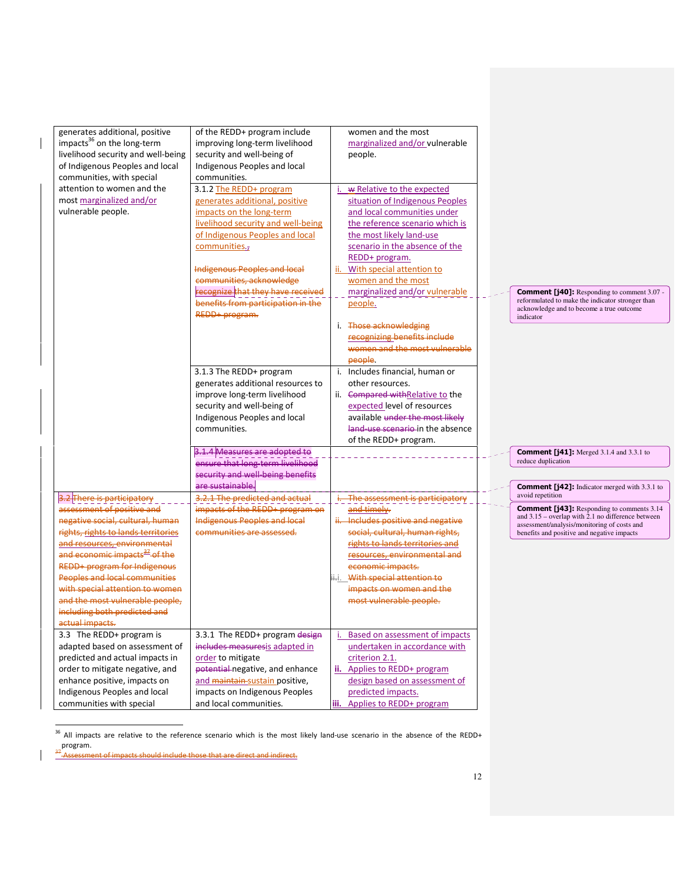| | | |
|---|---|---|
| generates additional, positive impacts[36] on the long-term livelihood security and well-being of Indigenous Peoples and local communities, with special attention to women and the most marginalized and/or vulnerable people. | of the REDD+ program include improving long-term livelihood security and well-being of Indigenous Peoples and local communities. | women and the most marginalized and/or vulnerable people. |
| | 3.1.2 The REDD+ program generates additional, positive impacts on the long-term livelihood security and well-being of Indigenous Peoples and local communities.,<br><br>~~Indigenous Peoples and local communities, acknowledge recognize that they have received benefits from participation in the REDD+ program.~~ | i. ~~w~~ Relative to the expected situation of Indigenous Peoples and local communities under the reference scenario which is the most likely land-use scenario in the absence of the REDD+ program.<br>ii. With special attention to women and the most marginalized and/or vulnerable people.<br>i. ~~Those acknowledging recognizing benefits include women and the most vulnerable people.~~ |
| | 3.1.3 The REDD+ program generates additional resources to improve long-term livelihood security and well-being of Indigenous Peoples and local communities. | i. Includes financial, human or other resources.<br>ii. ~~Compared with~~Relative to the expected level of resources available ~~under the most likely land-use scenario~~ in the absence of the REDD+ program. |
| | ~~3.1.4 Measures are adopted to ensure that long-term livelihood security and well-being benefits are sustainable.~~ | |
| ~~3.2 There is participatory assessment of positive and negative social, cultural, human rights, rights to lands territories and resources, environmental and economic impacts[37] of the REDD+ program for Indigenous Peoples and local communities with special attention to women and the most vulnerable people, including both predicted and actual impacts.~~ | ~~3.2.1 The predicted and actual impacts of the REDD+ program on Indigenous Peoples and local communities are assessed.~~ | ~~i. The assessment is participatory and timely.~~<br>~~ii. Includes positive and negative social, cultural, human rights, rights to lands territories and resources, environmental and economic impacts.~~<br>~~ii.i. With special attention to impacts on women and the most vulnerable people.~~ |
| 3.3 The REDD+ program is adapted based on assessment of predicted and actual impacts in order to mitigate negative, and enhance positive, impacts on Indigenous Peoples and local communities with special | 3.3.1 The REDD+ program ~~design includes measures~~is adapted in order to mitigate ~~potential~~ negative, and enhance and ~~maintain~~ sustain positive, impacts on Indigenous Peoples and local communities. | i. Based on assessment of impacts undertaken in accordance with criterion 2.1.<br>**ii.** Applies to REDD+ program design based on assessment of predicted impacts.<br>**iii.** Applies to REDD+ program |

**Comment [j40]:** Responding to comment 3.07 - reformulated to make the indicator stronger than acknowledge and to become a true outcome indicator

**Comment [j41]:** Merged 3.1.4 and 3.3.1 to reduce duplication

**Comment [j42]:** Indicator merged with 3.3.1 to avoid repetition

**Comment [j43]:** Responding to comments 3.14 and 3.15 – overlap with 2.1 no difference between assessment/analysis/monitoring of costs and benefits and positive and negative impacts

[36] All impacts are relative to the reference scenario which is the most likely land-use scenario in the absence of the REDD+ program.

~~[37] Assessment of impacts should include those that are direct and indirect.~~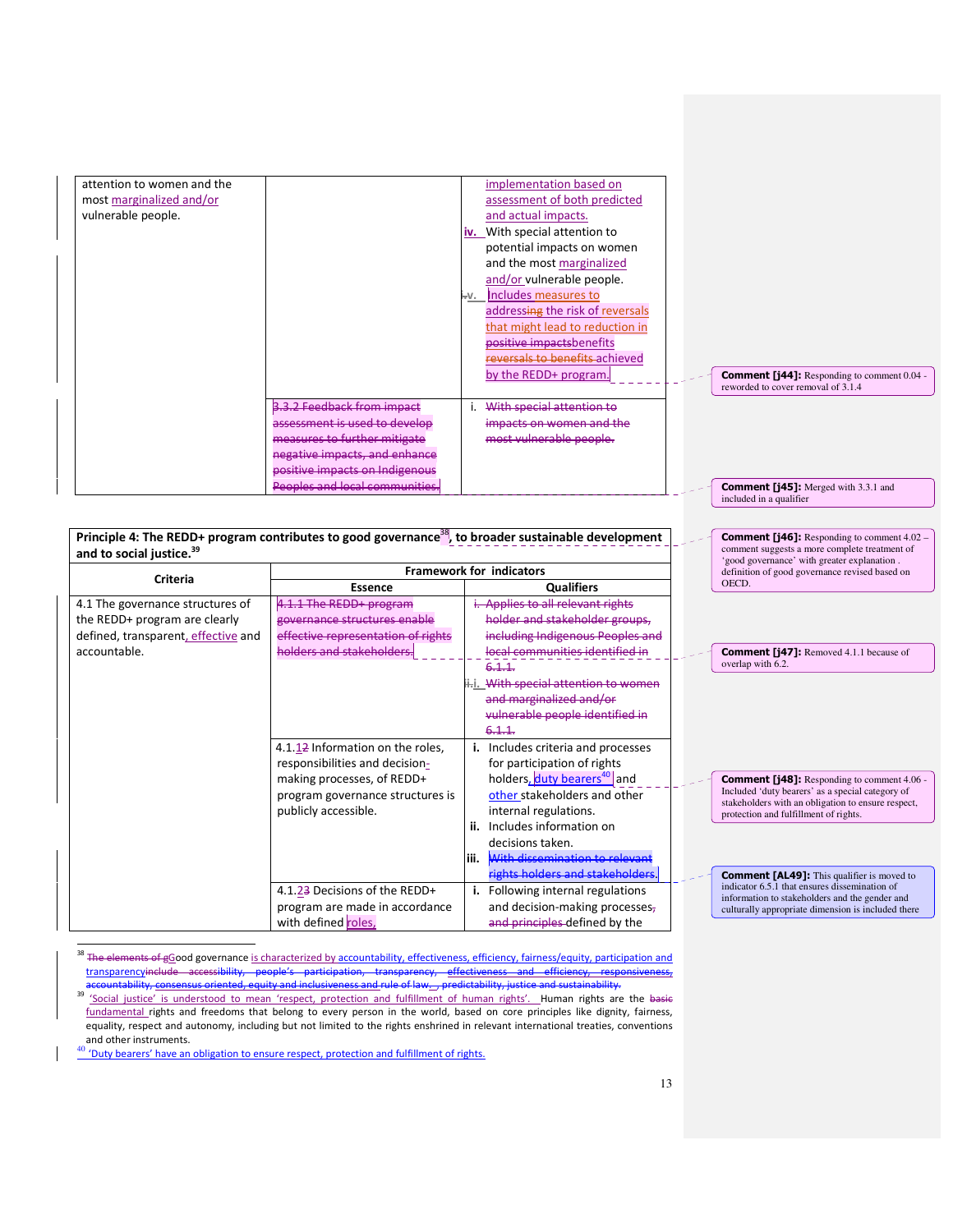| | | |
|---|---|---|
| attention to women and the most marginalized and/or vulnerable people. | | implementation based on assessment of both predicted and actual impacts.<br>iv. With special attention to potential impacts on women and the most marginalized and/or vulnerable people.<br>v. Includes measures to addressing the risk of reversals that might lead to reduction in positive impactsbenefits reversals to benefits achieved by the REDD+ program. |
| | 3.3.2 Feedback from impact assessment is used to develop measures to further mitigate negative impacts, and enhance positive impacts on Indigenous Peoples and local communities. | i. With special attention to impacts on women and the most vulnerable people. |

Comment [j44]: Responding to comment 0.04 - reworded to cover removal of 3.1.4

Comment [j45]: Merged with 3.3.1 and included in a qualifier

| **Principle 4: The REDD+ program contributes to good governance[38], to broader sustainable development and to social justice.[39]** | | |
|---|---|---|
| **Criteria** | **Framework for indicators** | |
| | **Essence** | **Qualifiers** |
| 4.1 The governance structures of the REDD+ program are clearly defined, transparent, effective and accountable. | 4.1.1 The REDD+ program governance structures enable effective representation of rights holders and stakeholders. | i. Applies to all relevant rights holder and stakeholder groups, including Indigenous Peoples and local communities identified in 6.1.1.<br>ii.i. With special attention to women and marginalized and/or vulnerable people identified in 6.1.1. |
| | 4.1.12 Information on the roles, responsibilities and decision-making processes, of REDD+ program governance structures is publicly accessible. | **i.** Includes criteria and processes for participation of rights holders, duty bearers[40] and other stakeholders and other internal regulations.<br>**ii.** Includes information on decisions taken.<br>**iii.** With dissemination to relevant rights holders and stakeholders. |
| | 4.1.23 Decisions of the REDD+ program are made in accordance with defined roles, | **i.** Following internal regulations and decision-making processes, and principles defined by the |

Comment [j46]: Responding to comment 4.02 – comment suggests a more complete treatment of 'good governance' with greater explanation . definition of good governance revised based on OECD.

Comment [j47]: Removed 4.1.1 because of overlap with 6.2.

Comment [j48]: Responding to comment 4.06 - Included 'duty bearers' as a special category of stakeholders with an obligation to ensure respect, protection and fulfillment of rights.

Comment [AL49]: This qualifier is moved to indicator 6.5.1 that ensures dissemination of information to stakeholders and the gender and culturally appropriate dimension is included there

[38] The elements of gGood governance is characterized by accountability, effectiveness, efficiency, fairness/equity, participation and transparencyinclude accessibility, people's participation, transparency, effectiveness and efficiency, responsiveness, accountability, consensus oriented, equity and inclusiveness and rule of law., predictability, justice and sustainability.

[39] 'Social justice' is understood to mean 'respect, protection and fulfillment of human rights'. Human rights are the basic fundamental rights and freedoms that belong to every person in the world, based on core principles like dignity, fairness, equality, respect and autonomy, including but not limited to the rights enshrined in relevant international treaties, conventions and other instruments.

[40] 'Duty bearers' have an obligation to ensure respect, protection and fulfillment of rights.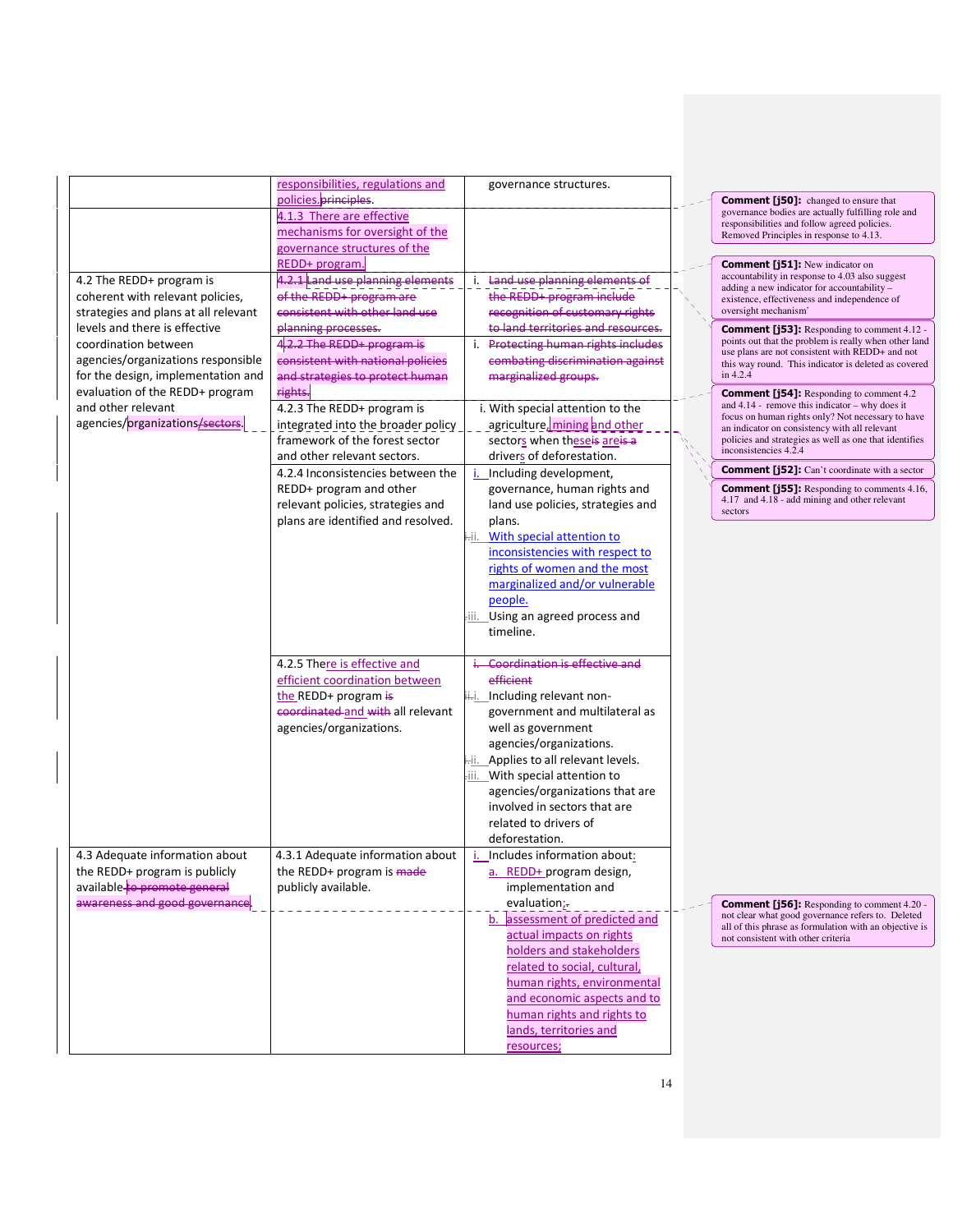| | | |
|---|---|---|
| | responsibilities, regulations and policies. ~~principles~~. | governance structures. |
| | 4.1.3 There are effective mechanisms for oversight of the governance structures of the REDD+ program. | |
| 4.2 The REDD+ program is coherent with relevant policies, strategies and plans at all relevant levels and there is effective coordination between agencies/organizations responsible for the design, implementation and evaluation of the REDD+ program and other relevant agencies/organizations~~/sectors~~. | ~~4.2.1 Land use planning elements of the REDD+ program are consistent with other land use planning processes.~~ | i. ~~Land use planning elements of the REDD+ program include recognition of customary rights to land territories and resources.~~ |
| | ~~4.2.2 The REDD+ program is consistent with national policies and strategies to protect human rights.~~ | i. ~~Protecting human rights includes combating discrimination against marginalized groups.~~ |
| | 4.2.3 The REDD+ program is integrated into the broader policy framework of the forest sector and other relevant sectors. | i. With special attention to the agriculture, mining and other sectors when these ~~is~~ are ~~is a~~ drivers of deforestation. |
| | 4.2.4 Inconsistencies between the REDD+ program and other relevant policies, strategies and plans are identified and resolved. | i. Including development, governance, human rights and land use policies, strategies and plans.<br>ii. With special attention to inconsistencies with respect to rights of women and the most marginalized and/or vulnerable people.<br>iii. Using an agreed process and timeline. |
| | 4.2.5 There is effective and efficient coordination between the REDD+ program ~~is coordinated~~ and with all relevant agencies/organizations. | ~~i. Coordination is effective and efficient~~<br>i. Including relevant non-government and multilateral as well as government agencies/organizations.<br>ii. Applies to all relevant levels.<br>iii. With special attention to agencies/organizations that are involved in sectors that are related to drivers of deforestation. |
| 4.3 Adequate information about the REDD+ program is publicly available ~~to promote general awareness and good governance~~. | 4.3.1 Adequate information about the REDD+ program is ~~made~~ publicly available. | i. Includes information about:<br>a. REDD+ program design, implementation and evaluation;<br>b. assessment of predicted and actual impacts on rights holders and stakeholders related to social, cultural, human rights, environmental and economic aspects and to human rights and rights to lands, territories and resources; |

**Comment [j50]:** changed to ensure that governance bodies are actually fulfilling role and responsibilities and follow agreed policies. Removed Principles in response to 4.13.

**Comment [j51]:** New indicator on accountability in response to 4.03 also suggest adding a new indicator for accountability – existence, effectiveness and independence of oversight mechanism'

**Comment [j53]:** Responding to comment 4.12 - points out that the problem is really when other land use plans are not consistent with REDD+ and not this way round. This indicator is deleted as covered in 4.2.4

**Comment [j54]:** Responding to comment 4.2 and 4.14 - remove this indicator – why does it focus on human rights only? Not necessary to have an indicator on consistency with all relevant policies and strategies as well as one that identifies inconsistencies 4.2.4

**Comment [j52]:** Can't coordinate with a sector

**Comment [j55]:** Responding to comments 4.16, 4.17 and 4.18 - add mining and other relevant sectors

**Comment [j56]:** Responding to comment 4.20 - not clear what good governance refers to. Deleted all of this phrase as formulation with an objective is not consistent with other criteria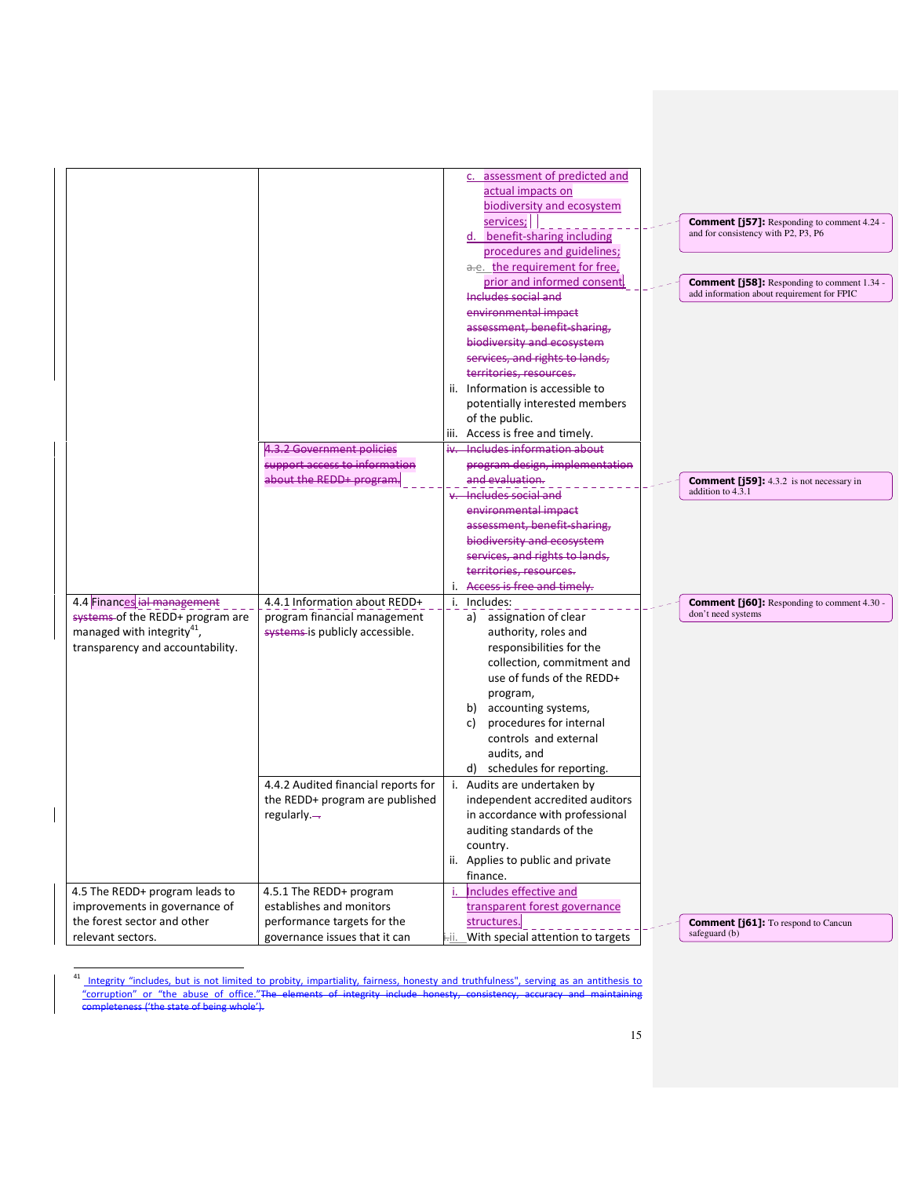| | | c. assessment of predicted and actual impacts on biodiversity and ecosystem services;<br>d. benefit-sharing including procedures and guidelines;<br>~~a.~~e. the requirement for free, prior and informed consent<br>~~Includes social and environmental impact assessment, benefit-sharing, biodiversity and ecosystem services, and rights to lands, territories, resources.~~<br>ii. Information is accessible to potentially interested members of the public.<br>iii. Access is free and timely. |
|---|---|---|
| | ~~4.3.2 Government policies support access to information about the REDD+ program.~~ | ~~iv. Includes information about program design, implementation and evaluation.~~<br>~~v. Includes social and environmental impact assessment, benefit-sharing, biodiversity and ecosystem services, and rights to lands, territories, resources.~~<br>~~i. Access is free and timely.~~ |
| 4.4 Finances~~ial management systems~~ of the REDD+ program are managed with integrity[41], transparency and accountability. | 4.4.1 Information about REDD+ program financial management ~~systems~~ is publicly accessible. | i. Includes:<br>a) assignation of clear authority, roles and responsibilities for the collection, commitment and use of funds of the REDD+ program,<br>b) accounting systems,<br>c) procedures for internal controls and external audits, and<br>d) schedules for reporting. |
| | 4.4.2 Audited financial reports for the REDD+ program are published regularly.~~.~~ | i. Audits are undertaken by independent accredited auditors in accordance with professional auditing standards of the country.<br>ii. Applies to public and private finance. |
| 4.5 The REDD+ program leads to improvements in governance of the forest sector and other relevant sectors. | 4.5.1 The REDD+ program establishes and monitors performance targets for the governance issues that it can | i. Includes effective and transparent forest governance structures.<br>~~i.~~ii. With special attention to targets |

**Comment [j57]:** Responding to comment 4.24 - and for consistency with P2, P3, P6

**Comment [j58]:** Responding to comment 1.34 - add information about requirement for FPIC

**Comment [j59]:** 4.3.2 is not necessary in addition to 4.3.1

**Comment [j60]:** Responding to comment 4.30 - don't need systems

**Comment [j61]:** To respond to Cancun safeguard (b)

[41] Integrity "includes, but is not limited to probity, impartiality, fairness, honesty and truthfulness", serving as an antithesis to "corruption" or "the abuse of office."~~The elements of integrity include honesty, consistency, accuracy and maintaining completeness ('the state of being whole').~~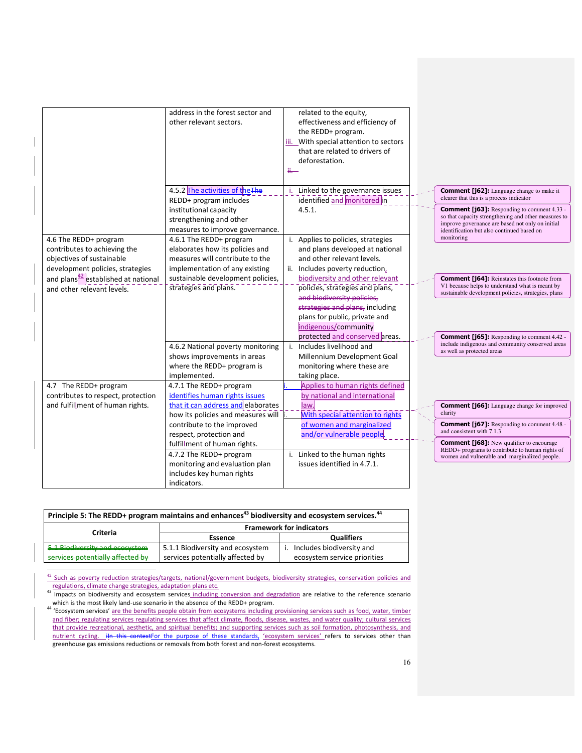| | | |
|---|---|---|
| | address in the forest sector and other relevant sectors. | related to the equity, effectiveness and efficiency of the REDD+ program.<br>iii. With special attention to sectors that are related to drivers of deforestation.<br>ii. |
| | 4.5.2 The activities of the The REDD+ program includes institutional capacity strengthening and other measures to improve governance. | i. Linked to the governance issues identified and monitored in 4.5.1. |
| 4.6 The REDD+ program contributes to achieving the objectives of sustainable development policies, strategies and plans[42] established at national and other relevant levels. | 4.6.1 The REDD+ program elaborates how its policies and measures will contribute to the implementation of any existing sustainable development policies, strategies and plans. | i. Applies to policies, strategies and plans developed at national and other relevant levels.<br>ii. Includes poverty reduction, biodiversity and other relevant policies, strategies and plans, and biodiversity policies, strategies and plans, including plans for public, private and indigenous/community protected and conserved areas. |
| | 4.6.2 National poverty monitoring shows improvements in areas where the REDD+ program is implemented. | i. Includes livelihood and Millennium Development Goal monitoring where these are taking place. |
| 4.7 The REDD+ program contributes to respect, protection and fulfillment of human rights. | 4.7.1 The REDD+ program identifies human rights issues that it can address and elaborates how its policies and measures will contribute to the improved respect, protection and fulfillment of human rights. | i. Applies to human rights defined by national and international law.<br>i. With special attention to rights of women and marginalized and/or vulnerable people. |
| | 4.7.2 The REDD+ program monitoring and evaluation plan includes key human rights indicators. | i. Linked to the human rights issues identified in 4.7.1. |

**Comment [j62]:** Language change to make it clearer that this is a process indicator

**Comment [j63]:** Responding to comment 4.33 - so that capacity strengthening and other measures to improve governance are based not only on initial identification but also continued based on monitoring

**Comment [j64]:** Reinstates this footnote from V1 because helps to understand what is meant by sustainable development policies, strategies, plans

**Comment [j65]:** Responding to comment 4.42 - include indigenous and community conserved areas as well as protected areas

**Comment [j66]:** Language change for improved clarity

**Comment [j67]:** Responding to comment 4.48 - and consistent with 7.1.3

**Comment [j68]:** New qualifier to encourage REDD+ programs to contribute to human rights of women and vulnerable and marginalized people.

| Principle 5: The REDD+ program maintains and enhances[43] biodiversity and ecosystem services.[44] | | |
|---|---|---|
| **Criteria** | **Framework for indicators** | |
| | **Essence** | **Qualifiers** |
| ~~5.1 Biodiversity and ecosystem services potentially affected by~~ | 5.1.1 Biodiversity and ecosystem services potentially affected by | i. Includes biodiversity and ecosystem service priorities |

[42] Such as poverty reduction strategies/targets, national/government budgets, biodiversity strategies, conservation policies and regulations, climate change strategies, adaptation plans etc.

[43] Impacts on biodiversity and ecosystem services including conversion and degradation are relative to the reference scenario which is the most likely land-use scenario in the absence of the REDD+ program.

[44] 'Ecosystem services' are the benefits people obtain from ecosystems including provisioning services such as food, water, timber and fiber; regulating services regulating services that affect climate, floods, disease, wastes, and water quality; cultural services that provide recreational, aesthetic, and spiritual benefits; and supporting services such as soil formation, photosynthesis, and nutrient cycling. ~~iIn this context~~For the purpose of these standards, 'ecosystem services' refers to services other than greenhouse gas emissions reductions or removals from both forest and non-forest ecosystems.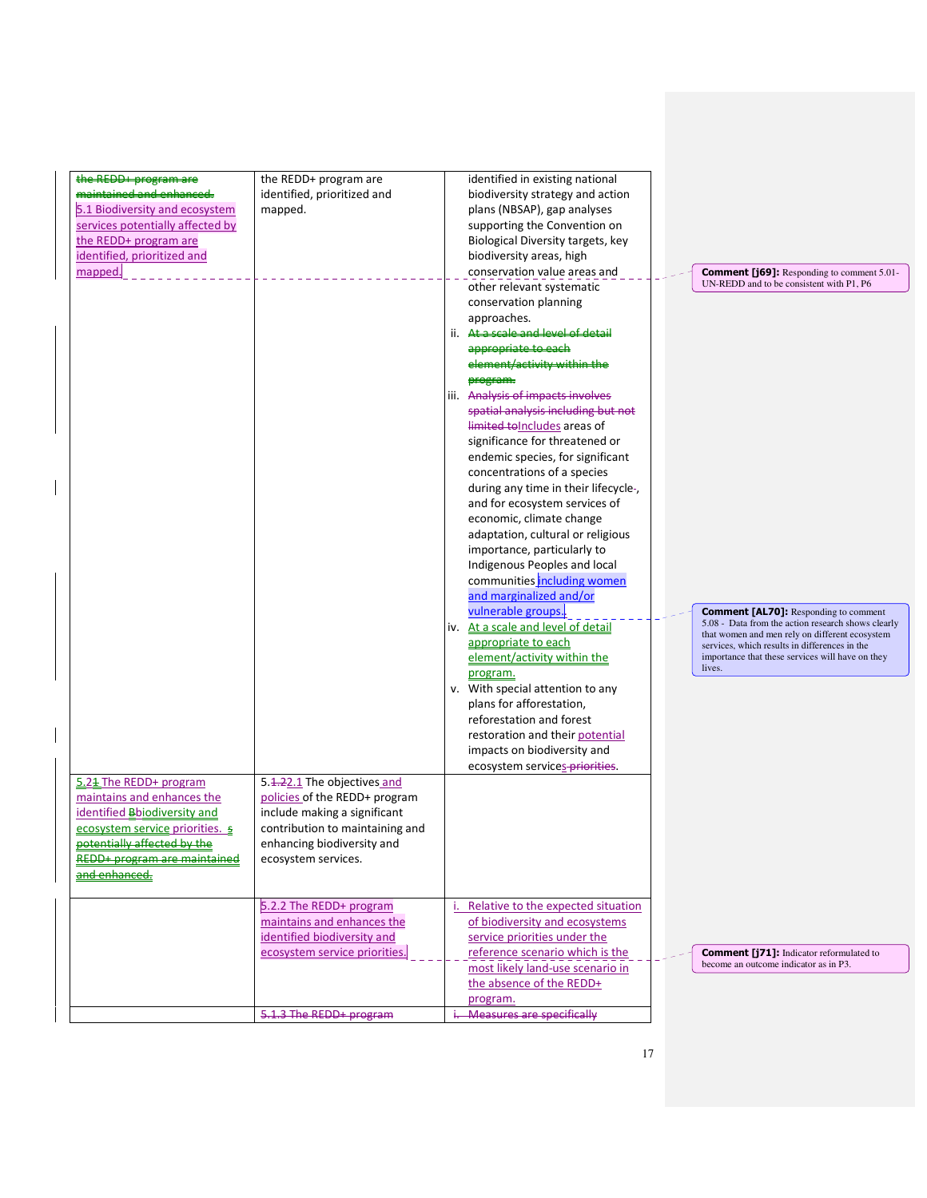| ~~the REDD+ program are maintained and enhanced.~~ 5.1 Biodiversity and ecosystem services potentially affected by the REDD+ program are identified, prioritized and mapped. | the REDD+ program are identified, prioritized and mapped. | identified in existing national biodiversity strategy and action plans (NBSAP), gap analyses supporting the Convention on Biological Diversity targets, key biodiversity areas, high conservation value areas and other relevant systematic conservation planning approaches.<br>ii. ~~At a scale and level of detail appropriate to each element/activity within the program.~~<br>iii. ~~Analysis of impacts involves spatial analysis including but not limited to~~Includes areas of significance for threatened or endemic species, for significant concentrations of a species during any time in their lifecycle~~,~~ and for ecosystem services of economic, climate change adaptation, cultural or religious importance, particularly to Indigenous Peoples and local communities including women and marginalized and/or vulnerable groups.<br>iv. At a scale and level of detail appropriate to each element/activity within the program.<br>v. With special attention to any plans for afforestation, reforestation and forest restoration and their potential impacts on biodiversity and ecosystem services ~~priorities~~. |
|---|---|---|
| 5.2~~1~~ The REDD+ program maintains and enhances the identified ~~B~~biodiversity and ecosystem service priorities. ~~s potentially affected by the REDD+ program are maintained and enhanced.~~ | 5.~~1.2~~2.1 The objectives and policies of the REDD+ program include making a significant contribution to maintaining and enhancing biodiversity and ecosystem services. | |
| | 5.2.2 The REDD+ program maintains and enhances the identified biodiversity and ecosystem service priorities. | i. Relative to the expected situation of biodiversity and ecosystems service priorities under the reference scenario which is the most likely land-use scenario in the absence of the REDD+ program. |
| | ~~5.1.3 The REDD+ program~~ | ~~i. Measures are specifically~~ |

**Comment [j69]:** Responding to comment 5.01- UN-REDD and to be consistent with P1, P6

**Comment [AL70]:** Responding to comment 5.08 - Data from the action research shows clearly that women and men rely on different ecosystem services, which results in differences in the importance that these services will have on they lives.

**Comment [j71]:** Indicator reformulated to become an outcome indicator as in P3.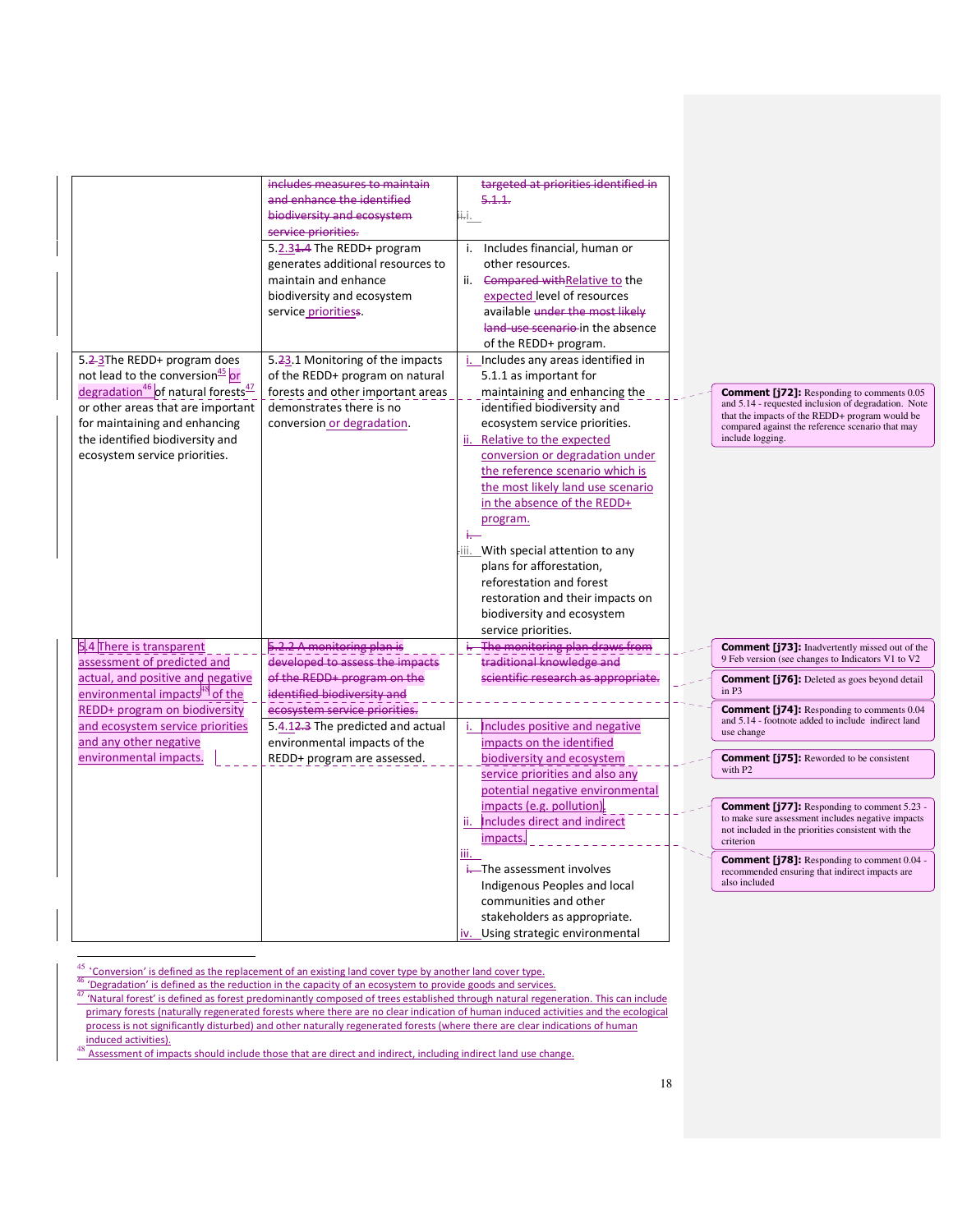| | includes measures to maintain and enhance the identified biodiversity and ecosystem service priorities. | targeted at priorities identified in 5.1.1. ii. i. |
|---|---|---|
| | 5.2.31.4 The REDD+ program generates additional resources to maintain and enhance biodiversity and ecosystem service prioritiess. | i. Includes financial, human or other resources. ii. Compared withRelative to the expected level of resources available under the most likely land-use scenario in the absence of the REDD+ program. |
| 5.2 3The REDD+ program does not lead to the conversion[45] or degradation[46] of natural forests[47] or other areas that are important for maintaining and enhancing the identified biodiversity and ecosystem service priorities. | 5.23.1 Monitoring of the impacts of the REDD+ program on natural forests and other important areas demonstrates there is no conversion or degradation. | i. Includes any areas identified in 5.1.1 as important for maintaining and enhancing the identified biodiversity and ecosystem service priorities. ii. Relative to the expected conversion or degradation under the reference scenario which is the most likely land use scenario in the absence of the REDD+ program. i. iii. With special attention to any plans for afforestation, reforestation and forest restoration and their impacts on biodiversity and ecosystem service priorities. |
| 5.4 There is transparent assessment of predicted and actual, and positive and negative environmental impacts[48] of the REDD+ program on biodiversity and ecosystem service priorities and any other negative environmental impacts. | 5.2.2 A monitoring plan is developed to assess the impacts of the REDD+ program on the identified biodiversity and ecosystem service priorities. | i. The monitoring plan draws from traditional knowledge and scientific research as appropriate. |
| | 5.4.12.3 The predicted and actual environmental impacts of the REDD+ program are assessed. | i. Includes positive and negative impacts on the identified biodiversity and ecosystem service priorities and also any potential negative environmental impacts (e.g. pollution). ii. Includes direct and indirect impacts. iii. i. The assessment involves Indigenous Peoples and local communities and other stakeholders as appropriate. iv. Using strategic environmental |

**Comment [j72]:** Responding to comments 0.05 and 5.14 - requested inclusion of degradation. Note that the impacts of the REDD+ program would be compared against the reference scenario that may include logging.

**Comment [j73]:** Inadvertently missed out of the 9 Feb version (see changes to Indicators V1 to V2

**Comment [j76]:** Deleted as goes beyond detail in P3

**Comment [j74]:** Responding to comments 0.04 and 5.14 - footnote added to include indirect land use change

**Comment [j75]:** Reworded to be consistent with P2

**Comment [j77]:** Responding to comment 5.23 - to make sure assessment includes negative impacts not included in the priorities consistent with the criterion

**Comment [j78]:** Responding to comment 0.04 - recommended ensuring that indirect impacts are also included

[45] 'Conversion' is defined as the replacement of an existing land cover type by another land cover type.

[46] 'Degradation' is defined as the reduction in the capacity of an ecosystem to provide goods and services.

[47] 'Natural forest' is defined as forest predominantly composed of trees established through natural regeneration. This can include primary forests (naturally regenerated forests where there are no clear indication of human induced activities and the ecological process is not significantly disturbed) and other naturally regenerated forests (where there are clear indications of human induced activities).

[48] Assessment of impacts should include those that are direct and indirect, including indirect land use change.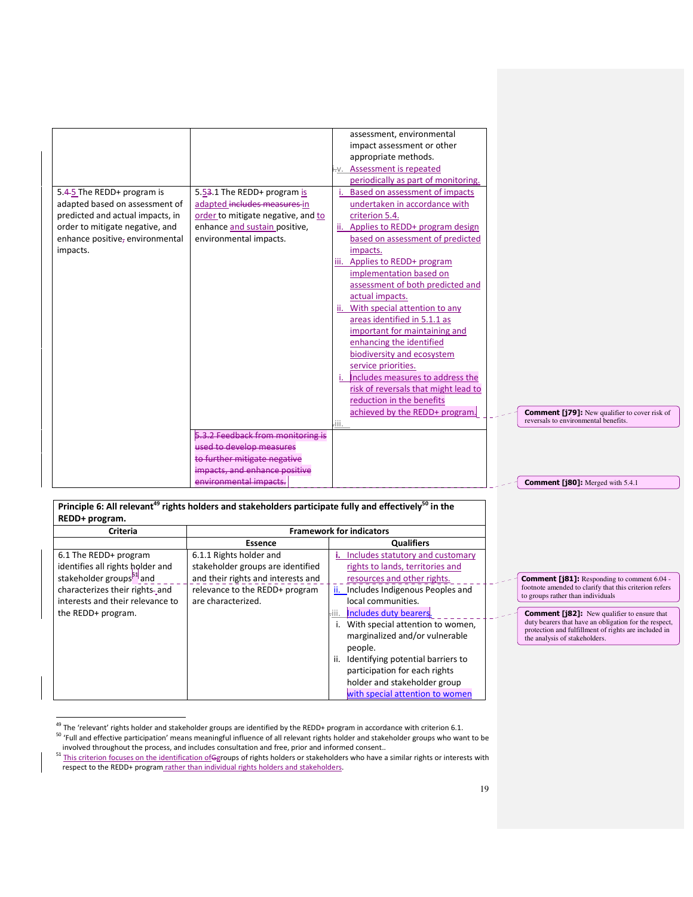| | | |
|---|---|---|
| | | assessment, environmental impact assessment or other appropriate methods.<br>iv. Assessment is repeated periodically as part of monitoring. |
| 5.5 The REDD+ program is adapted based on assessment of predicted and actual impacts, in order to mitigate negative, and enhance positive environmental impacts. | 5.5.1 The REDD+ program is adapted in order to mitigate negative, and to enhance and sustain positive, environmental impacts. | i. Based on assessment of impacts undertaken in accordance with criterion 5.4.<br>ii. Applies to REDD+ program design based on assessment of predicted impacts.<br>iii. Applies to REDD+ program implementation based on assessment of both predicted and actual impacts.<br>ii. With special attention to any areas identified in 5.1.1 as important for maintaining and enhancing the identified biodiversity and ecosystem service priorities.<br>i. Includes measures to address the risk of reversals that might lead to reduction in the benefits achieved by the REDD+ program.<br>iii. |
| | 5.3.2 Feedback from monitoring is used to develop measures to further mitigate negative impacts, and enhance positive environmental impacts. | |

Comment [j79]: New qualifier to cover risk of reversals to environmental benefits.

Comment [j80]: Merged with 5.4.1

| **Principle 6: All relevant[49] rights holders and stakeholders participate fully and effectively[50] in the REDD+ program.** | | |
|---|---|---|
| **Criteria** | **Framework for indicators** | |
| | **Essence** | **Qualifiers** |
| 6.1 The REDD+ program identifies all rights holder and stakeholder groups[51] and characterizes their rights and interests and their relevance to the REDD+ program. | 6.1.1 Rights holder and stakeholder groups are identified and their rights and interests and relevance to the REDD+ program are characterized. | i. Includes statutory and customary rights to lands, territories and resources and other rights.<br>ii. Includes Indigenous Peoples and local communities.<br>iii. Includes duty bearers.<br>i. With special attention to women, marginalized and/or vulnerable people.<br>ii. Identifying potential barriers to participation for each rights holder and stakeholder group with special attention to women |

Comment [j81]: Responding to comment 6.04 - footnote amended to clarify that this criterion refers to groups rather than individuals

Comment [j82]: New qualifier to ensure that duty bearers that have an obligation for the respect, protection and fulfillment of rights are included in the analysis of stakeholders.

[49] The 'relevant' rights holder and stakeholder groups are identified by the REDD+ program in accordance with criterion 6.1.

[50] 'Full and effective participation' means meaningful influence of all relevant rights holder and stakeholder groups who want to be involved throughout the process, and includes consultation and free, prior and informed consent..

[51] This criterion focuses on the identification of groups of rights holders or stakeholders who have a similar rights or interests with respect to the REDD+ program rather than individual rights holders and stakeholders.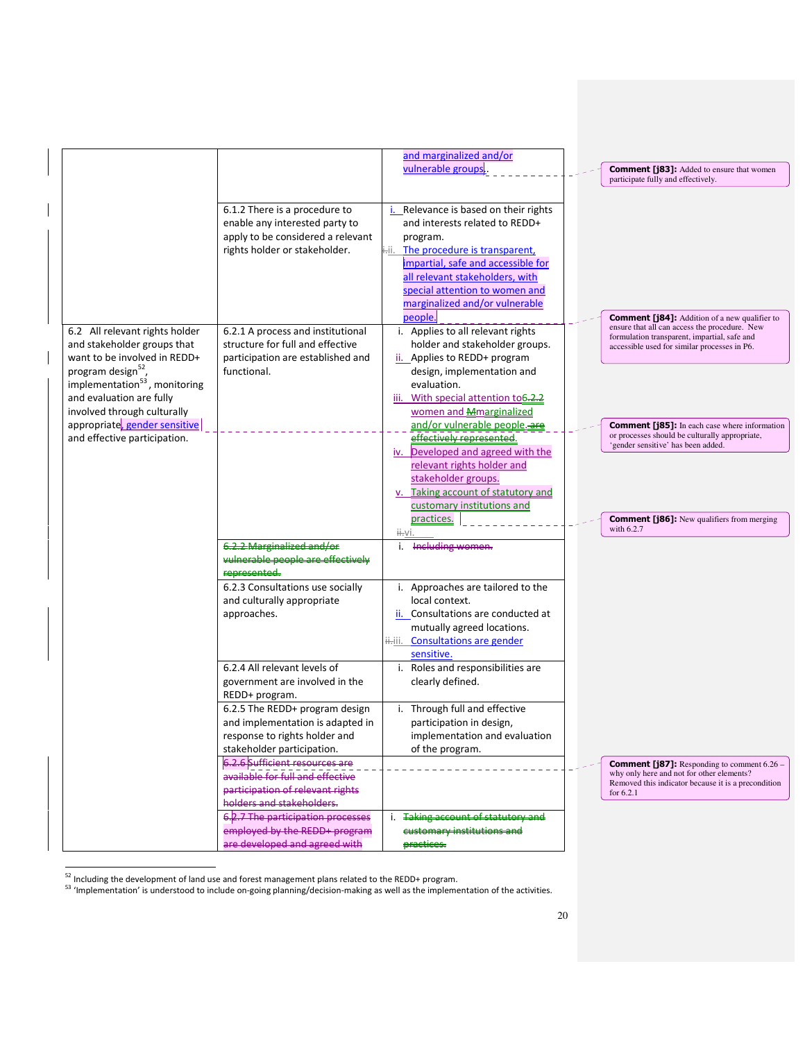| | | |
|---|---|---|
| | | and marginalized and/or vulnerable groups. |
| | 6.1.2 There is a procedure to enable any interested party to apply to be considered a relevant rights holder or stakeholder. | i. Relevance is based on their rights and interests related to REDD+ program. ii. The procedure is transparent, impartial, safe and accessible for all relevant stakeholders, with special attention to women and marginalized and/or vulnerable people. |
| 6.2 All relevant rights holder and stakeholder groups that want to be involved in REDD+ program design[52], implementation[53], monitoring and evaluation are fully involved through culturally appropriate, gender sensitive and effective participation. | 6.2.1 A process and institutional structure for full and effective participation are established and functional. | i. Applies to all relevant rights holder and stakeholder groups. ii. Applies to REDD+ program design, implementation and evaluation. iii. With special attention to 6.2.2 women and Mmarginalized and/or vulnerable people. are effectively represented. iv. Developed and agreed with the relevant rights holder and stakeholder groups. v. Taking account of statutory and customary institutions and practices. ii.vi. |
| | ~~6.2.2 Marginalized and/or vulnerable people are effectively represented.~~ | i. ~~Including women.~~ |
| | 6.2.3 Consultations use socially and culturally appropriate approaches. | i. Approaches are tailored to the local context. ii. Consultations are conducted at mutually agreed locations. iii. Consultations are gender sensitive. |
| | 6.2.4 All relevant levels of government are involved in the REDD+ program. | i. Roles and responsibilities are clearly defined. |
| | 6.2.5 The REDD+ program design and implementation is adapted in response to rights holder and stakeholder participation. | i. Through full and effective participation in design, implementation and evaluation of the program. |
| | ~~6.2.6 Sufficient resources are available for full and effective participation of relevant rights holders and stakeholders.~~ | |
| | ~~6.2.7 The participation processes employed by the REDD+ program are developed and agreed with~~ | i. ~~Taking account of statutory and customary institutions and practices.~~ |

**Comment [j83]:** Added to ensure that women participate fully and effectively.

**Comment [j84]:** Addition of a new qualifier to ensure that all can access the procedure. New formulation transparent, impartial, safe and accessible used for similar processes in P6.

**Comment [j85]:** In each case where information or processes should be culturally appropriate, 'gender sensitive' has been added.

**Comment [j86]:** New qualifiers from merging with 6.2.7

**Comment [j87]:** Responding to comment 6.26 – why only here and not for other elements? Removed this indicator because it is a precondition for 6.2.1

[52] Including the development of land use and forest management plans related to the REDD+ program.

[53] 'Implementation' is understood to include on-going planning/decision-making as well as the implementation of the activities.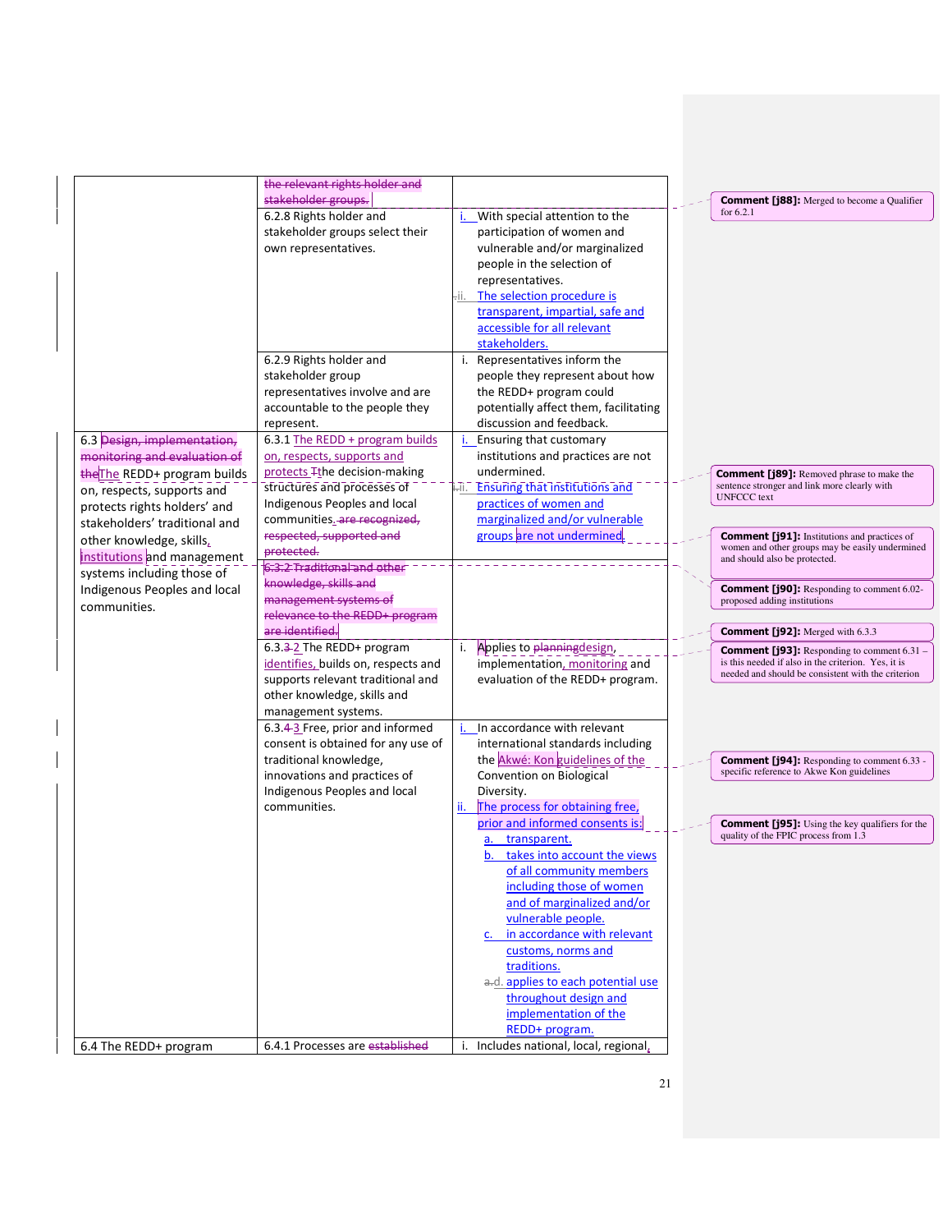| | | |
|---|---|---|
| | ~~the relevant rights holder and stakeholder groups.~~ | |
| | 6.2.8 Rights holder and stakeholder groups select their own representatives. | i. With special attention to the participation of women and vulnerable and/or marginalized people in the selection of representatives.<br>ii. The selection procedure is transparent, impartial, safe and accessible for all relevant stakeholders. |
| | 6.2.9 Rights holder and stakeholder group representatives involve and are accountable to the people they represent. | i. Representatives inform the people they represent about how the REDD+ program could potentially affect them, facilitating discussion and feedback. |
| 6.3 ~~Design, implementation, monitoring and evaluation of the~~The REDD+ program builds on, respects, supports and protects rights holders' and stakeholders' traditional and other knowledge, skills, institutions and management systems including those of Indigenous Peoples and local communities. | 6.3.1 The REDD + program builds on, respects, supports and protects ~~T~~the decision-making structures and processes of Indigenous Peoples and local communities~~. are recognized, respected, supported and protected.~~ | i. Ensuring that customary institutions and practices are not undermined.<br>ii. Ensuring that institutions and practices of women and marginalized and/or vulnerable groups are not undermined. |
| | ~~6.3.2 Traditional and other knowledge, skills and management systems of relevance to the REDD+ program are identified.~~ | |
| | 6.3.~~3~~2 The REDD+ program identifies, builds on, respects and supports relevant traditional and other knowledge, skills and management systems. | i. Applies to ~~planning~~design, implementation, monitoring and evaluation of the REDD+ program. |
| | 6.3.~~4~~3 Free, prior and informed consent is obtained for any use of traditional knowledge, innovations and practices of Indigenous Peoples and local communities. | i. In accordance with relevant international standards including the Akwé: Kon guidelines of the Convention on Biological Diversity.<br>ii. The process for obtaining free, prior and informed consents is:<br>a. transparent.<br>b. takes into account the views of all community members including those of women and of marginalized and/or vulnerable people.<br>c. in accordance with relevant customs, norms and traditions.<br>d. applies to each potential use throughout design and implementation of the REDD+ program. |
| 6.4 The REDD+ program | 6.4.1 Processes are ~~established~~ | i. Includes national, local, regional, |

**Comment [j88]:** Merged to become a Qualifier for 6.2.1

**Comment [j89]:** Removed phrase to make the sentence stronger and link more clearly with UNFCCC text

**Comment [j91]:** Institutions and practices of women and other groups may be easily undermined and should also be protected.

**Comment [j90]:** Responding to comment 6.02- proposed adding institutions

**Comment [j92]:** Merged with 6.3.3

**Comment [j93]:** Responding to comment 6.31 – is this needed if also in the criterion. Yes, it is needed and should be consistent with the criterion

**Comment [j94]:** Responding to comment 6.33 - specific reference to Akwe Kon guidelines

**Comment [j95]:** Using the key qualifiers for the quality of the FPIC process from 1.3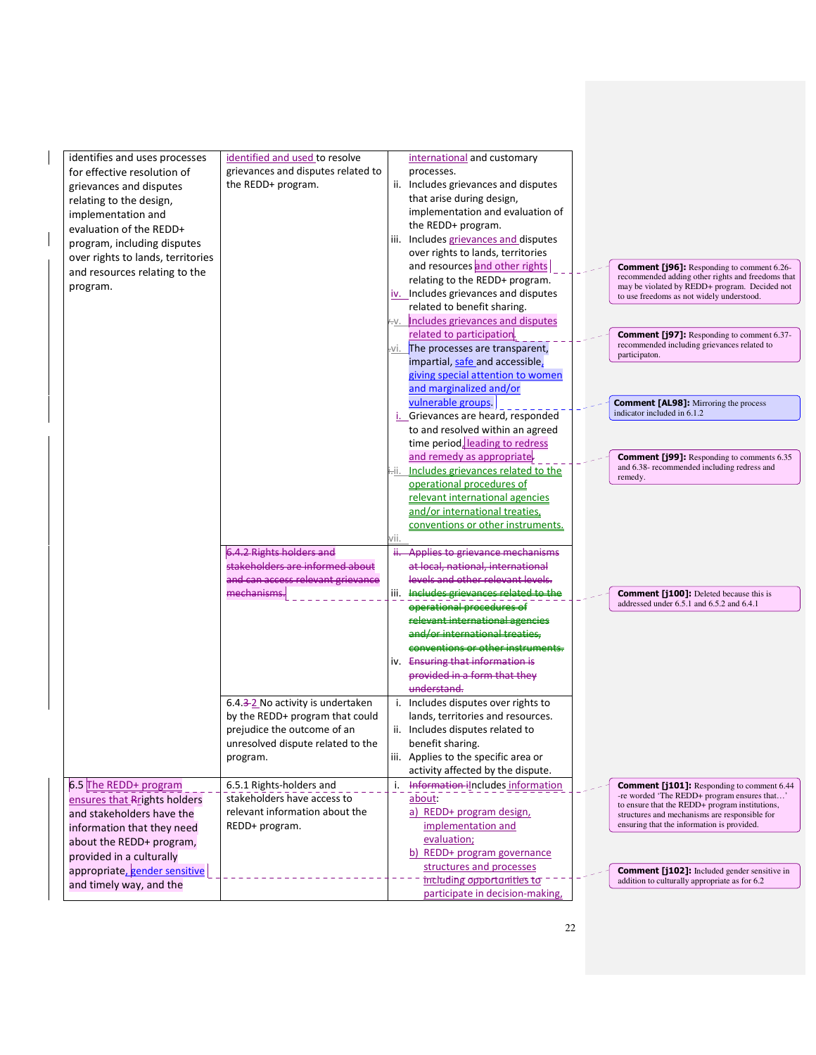| | | |
|---|---|---|
| identifies and uses processes for effective resolution of grievances and disputes relating to the design, implementation and evaluation of the REDD+ program, including disputes over rights to lands, territories and resources relating to the program. | identified and used to resolve grievances and disputes related to the REDD+ program. | international and customary processes.<br>ii. Includes grievances and disputes that arise during design, implementation and evaluation of the REDD+ program.<br>iii. Includes grievances and disputes over rights to lands, territories and resources and other rights relating to the REDD+ program.<br>iv. Includes grievances and disputes related to benefit sharing.<br>v. Includes grievances and disputes related to participation.<br>vi. The processes are transparent, impartial, safe and accessible, giving special attention to women and marginalized and/or vulnerable groups.<br>vii. Grievances are heard, responded to and resolved within an agreed time period, leading to redress and remedy as appropriate.<br>viii. Includes grievances related to the operational procedures of relevant international agencies and/or international treaties, conventions or other instruments. |
| | ~~6.4.2 Rights holders and stakeholders are informed about and can access relevant grievance mechanisms.~~ | ~~ii. Applies to grievance mechanisms at local, national, international levels and other relevant levels.~~<br>~~iii. Includes grievances related to the operational procedures of relevant international agencies and/or international treaties, conventions or other instruments.~~<br>~~iv. Ensuring that information is provided in a form that they understand.~~ |
| | 6.4.~~3~~2 No activity is undertaken by the REDD+ program that could prejudice the outcome of an unresolved dispute related to the program. | i. Includes disputes over rights to lands, territories and resources.<br>ii. Includes disputes related to benefit sharing.<br>iii. Applies to the specific area or activity affected by the dispute. |
| 6.5 The REDD+ program ensures that ~~R~~rights holders and stakeholders have the information that they need about the REDD+ program, provided in a culturally appropriate, gender sensitive and timely way, and the | 6.5.1 Rights-holders and stakeholders have access to relevant information about the REDD+ program. | i. ~~Information i~~Includes information about:<br>a) REDD+ program design, implementation and evaluation;<br>b) REDD+ program governance structures and processes ~~including opportunities to~~ participate in decision-making, |

**Comment [j96]:** Responding to comment 6.26- recommended adding other rights and freedoms that may be violated by REDD+ program. Decided not to use freedoms as not widely understood.

**Comment [j97]:** Responding to comment 6.37- recommended including grievances related to participaton.

**Comment [AL98]:** Mirroring the process indicator included in 6.1.2

**Comment [j99]:** Responding to comments 6.35 and 6.38- recommended including redress and remedy.

**Comment [j100]:** Deleted because this is addressed under 6.5.1 and 6.5.2 and 6.4.1

**Comment [j101]:** Responding to comment 6.44 -re worded 'The REDD+ program ensures that…' to ensure that the REDD+ program institutions, structures and mechanisms are responsible for ensuring that the information is provided.

**Comment [j102]:** Included gender sensitive in addition to culturally appropriate as for 6.2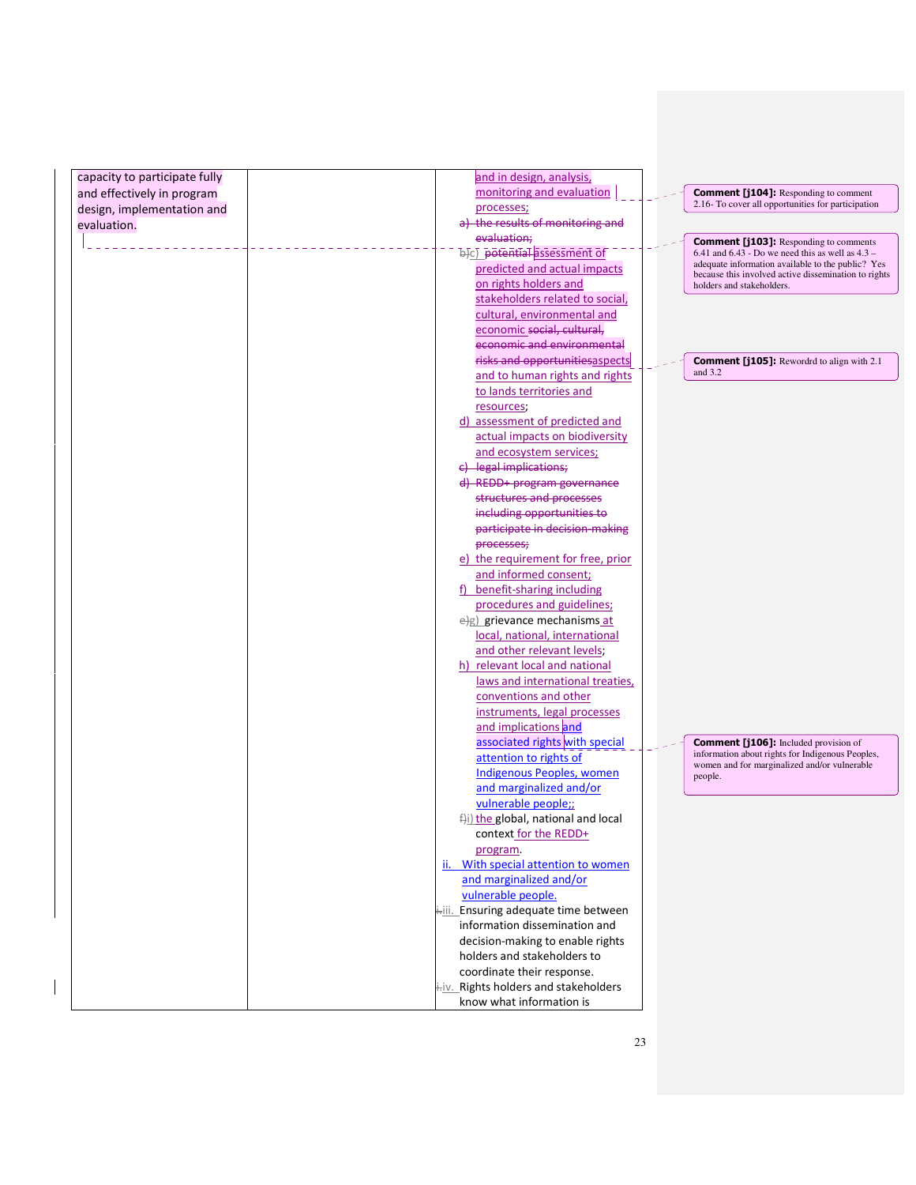| | | |
|---|---|---|
| capacity to participate fully and effectively in program design, implementation and evaluation. | | and in design, analysis, monitoring and evaluation processes;<br>a) the results of monitoring and evaluation;<br>b)c) potential assessment of predicted and actual impacts on rights holders and stakeholders related to social, cultural, environmental and economic social, cultural, economic and environmental risks and opportunitiesaspects and to human rights and rights to lands territories and resources;<br>d) assessment of predicted and actual impacts on biodiversity and ecosystem services;<br>c) legal implications;<br>d) REDD+ program governance structures and processes including opportunities to participate in decision-making processes;<br>e) the requirement for free, prior and informed consent;<br>f) benefit-sharing including procedures and guidelines;<br>e)g) grievance mechanisms at local, national, international and other relevant levels;<br>h) relevant local and national laws and international treaties, conventions and other instruments, legal processes and implications and associated rights with special attention to rights of Indigenous Peoples, women and marginalized and/or vulnerable people;;<br>f)i) the global, national and local context for the REDD+ program.<br>ii. With special attention to women and marginalized and/or vulnerable people.<br>i.iii. Ensuring adequate time between information dissemination and decision-making to enable rights holders and stakeholders to coordinate their response.<br>i.iv. Rights holders and stakeholders know what information is |

**Comment [j104]:** Responding to comment 2.16- To cover all opportunities for participation

**Comment [j103]:** Responding to comments 6.41 and 6.43 - Do we need this as well as 4.3 – adequate information available to the public? Yes because this involved active dissemination to rights holders and stakeholders.

**Comment [j105]:** Rewordrd to align with 2.1 and 3.2

**Comment [j106]:** Included provision of information about rights for Indigenous Peoples, women and for marginalized and/or vulnerable people.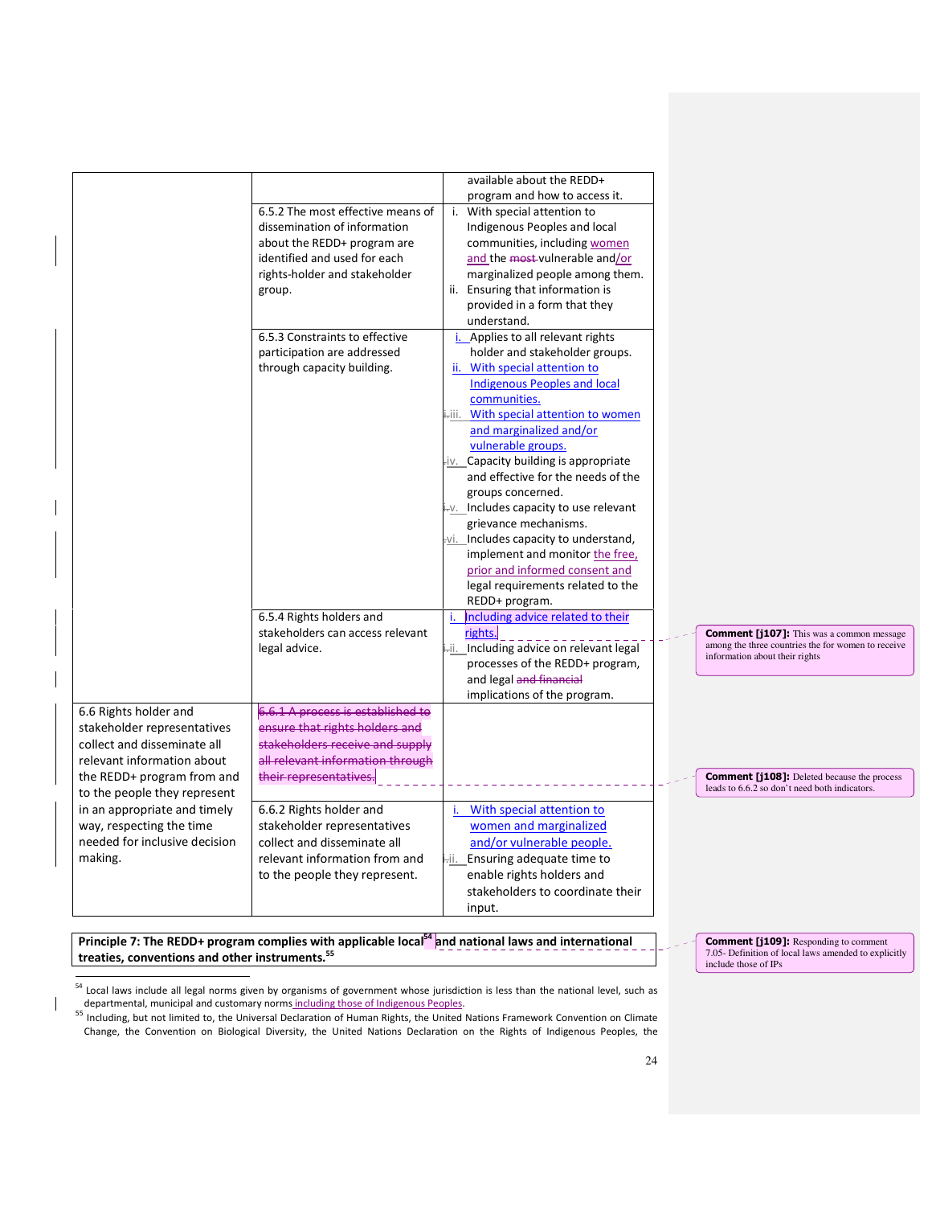| | | |
|---|---|---|
| | | available about the REDD+ program and how to access it. |
| | 6.5.2 The most effective means of dissemination of information about the REDD+ program are identified and used for each rights-holder and stakeholder group. | i. With special attention to Indigenous Peoples and local communities, including women and the ~~most~~ vulnerable and/or marginalized people among them.<br>ii. Ensuring that information is provided in a form that they understand. |
| | 6.5.3 Constraints to effective participation are addressed through capacity building. | i. Applies to all relevant rights holder and stakeholder groups.<br>ii. With special attention to Indigenous Peoples and local communities.<br>iii. With special attention to women and marginalized and/or vulnerable groups.<br>iv. Capacity building is appropriate and effective for the needs of the groups concerned.<br>v. Includes capacity to use relevant grievance mechanisms.<br>vi. Includes capacity to understand, implement and monitor the free, prior and informed consent and legal requirements related to the REDD+ program. |
| | 6.5.4 Rights holders and stakeholders can access relevant legal advice. | i. Including advice related to their rights.<br>ii. Including advice on relevant legal processes of the REDD+ program, and legal ~~and financial~~ implications of the program. |
| 6.6 Rights holder and stakeholder representatives collect and disseminate all relevant information about the REDD+ program from and to the people they represent in an appropriate and timely way, respecting the time needed for inclusive decision making. | ~~6.6.1 A process is established to ensure that rights holders and stakeholders receive and supply all relevant information through their representatives.~~ | |
| | 6.6.2 Rights holder and stakeholder representatives collect and disseminate all relevant information from and to the people they represent. | i. With special attention to women and marginalized and/or vulnerable people.<br>ii. Ensuring adequate time to enable rights holders and stakeholders to coordinate their input. |

**Comment [j107]:** This was a common message among the three countries the for women to receive information about their rights

**Comment [j108]:** Deleted because the process leads to 6.6.2 so don't need both indicators.

**Principle 7: The REDD+ program complies with applicable local[54] and national laws and international treaties, conventions and other instruments.[55]**

**Comment [j109]:** Responding to comment 7.05- Definition of local laws amended to explicitly include those of IPs

[54] Local laws include all legal norms given by organisms of government whose jurisdiction is less than the national level, such as departmental, municipal and customary norms including those of Indigenous Peoples.

[55] Including, but not limited to, the Universal Declaration of Human Rights, the United Nations Framework Convention on Climate Change, the Convention on Biological Diversity, the United Nations Declaration on the Rights of Indigenous Peoples, the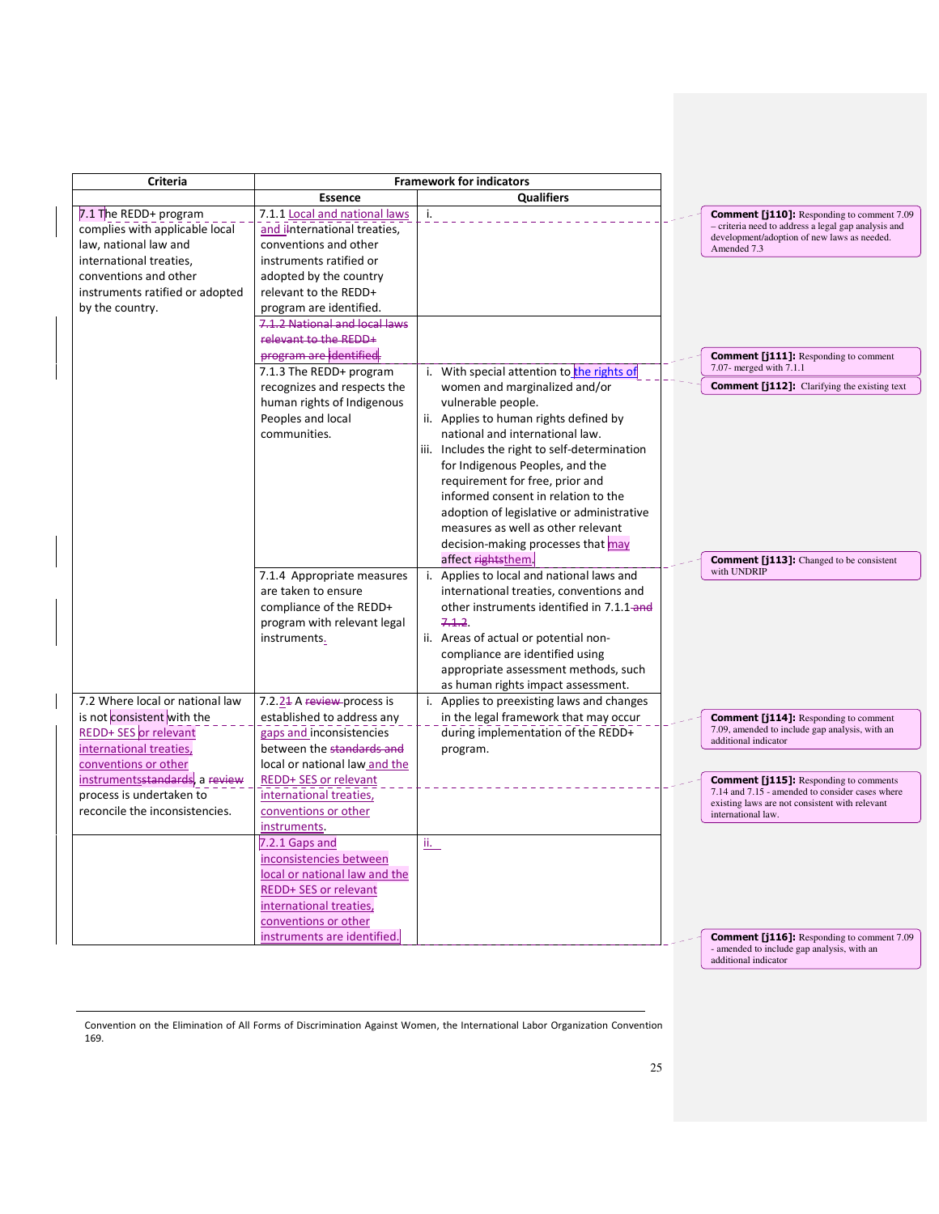| Criteria | Framework for indicators | |
|---|---|---|
| | Essence | Qualifiers |
| 7.1 The REDD+ program complies with applicable local law, national law and international treaties, conventions and other instruments ratified or adopted by the country. | 7.1.1 Local and national laws and iInternational treaties, conventions and other instruments ratified or adopted by the country relevant to the REDD+ program are identified. | i. |
| | ~~7.1.2 National and local laws relevant to the REDD+ program are identified.~~ | |
| | 7.1.3 The REDD+ program recognizes and respects the human rights of Indigenous Peoples and local communities. | i. With special attention to the rights of women and marginalized and/or vulnerable people.<br>ii. Applies to human rights defined by national and international law.<br>iii. Includes the right to self-determination for Indigenous Peoples, and the requirement for free, prior and informed consent in relation to the adoption of legislative or administrative measures as well as other relevant decision-making processes that may affect ~~rights~~them. |
| | 7.1.4 Appropriate measures are taken to ensure compliance of the REDD+ program with relevant legal instruments. | i. Applies to local and national laws and international treaties, conventions and other instruments identified in 7.1.1 ~~and 7.1.2~~.<br>ii. Areas of actual or potential non-compliance are identified using appropriate assessment methods, such as human rights impact assessment. |
| 7.2 Where local or national law is not consistent with the REDD+ SES or relevant international treaties, conventions or other instruments~~standards~~, a ~~review~~ process is undertaken to reconcile the inconsistencies. | 7.2.2~~1~~ A ~~review~~ process is established to address any gaps and inconsistencies between the ~~standards and~~ local or national law and the REDD+ SES or relevant international treaties, conventions or other instruments. | i. Applies to preexisting laws and changes in the legal framework that may occur during implementation of the REDD+ program. |
| | 7.2.1 Gaps and inconsistencies between local or national law and the REDD+ SES or relevant international treaties, conventions or other instruments are identified. | ii. |

**Comment [j110]:** Responding to comment 7.09 – criteria need to address a legal gap analysis and development/adoption of new laws as needed. Amended 7.3

**Comment [j111]:** Responding to comment 7.07- merged with 7.1.1

**Comment [j112]:** Clarifying the existing text

**Comment [j113]:** Changed to be consistent with UNDRIP

**Comment [j114]:** Responding to comment 7.09, amended to include gap analysis, with an additional indicator

**Comment [j115]:** Responding to comments 7.14 and 7.15 - amended to consider cases where existing laws are not consistent with relevant international law.

**Comment [j116]:** Responding to comment 7.09 - amended to include gap analysis, with an additional indicator

Convention on the Elimination of All Forms of Discrimination Against Women, the International Labor Organization Convention 169.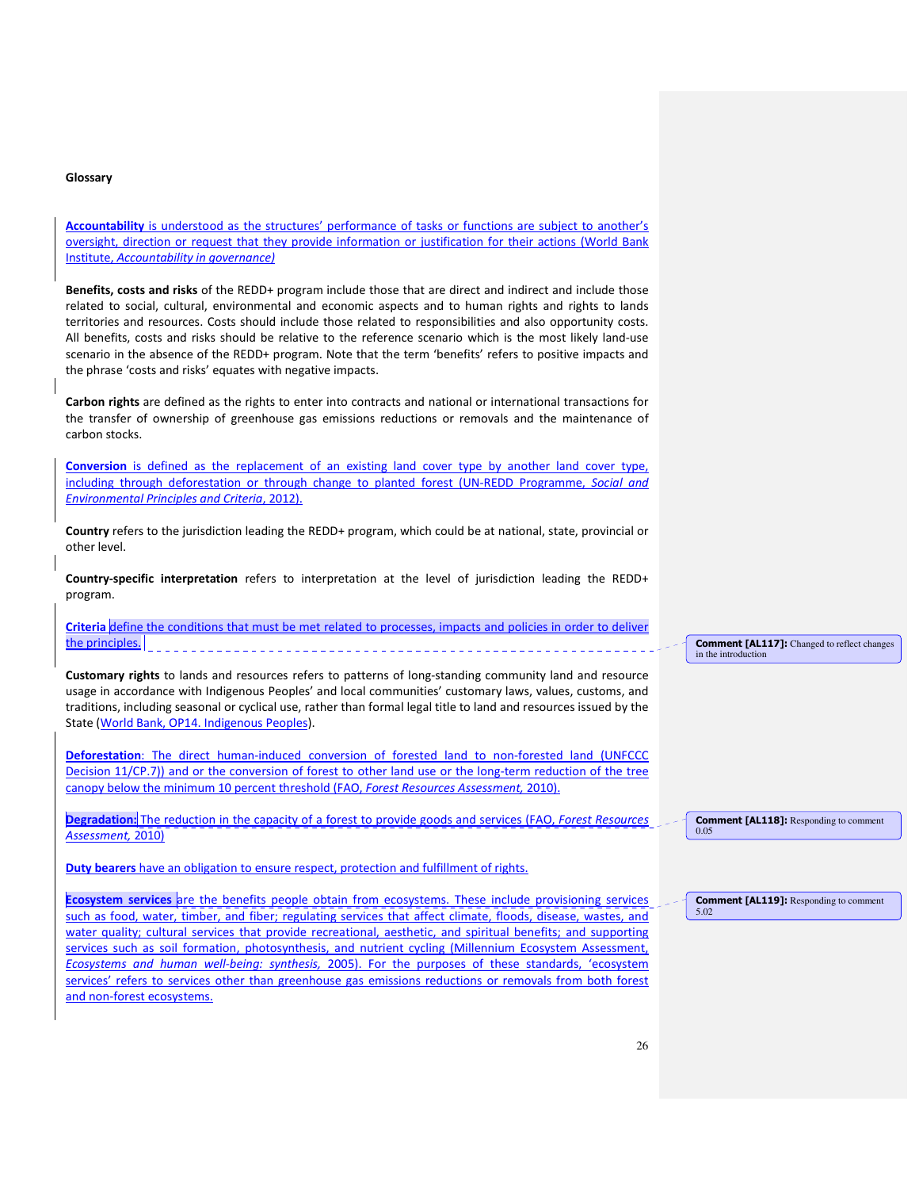**Glossary**

**Accountability** is understood as the structures' performance of tasks or functions are subject to another's oversight, direction or request that they provide information or justification for their actions (World Bank Institute, *Accountability in governance)*

**Benefits, costs and risks** of the REDD+ program include those that are direct and indirect and include those related to social, cultural, environmental and economic aspects and to human rights and rights to lands territories and resources. Costs should include those related to responsibilities and also opportunity costs. All benefits, costs and risks should be relative to the reference scenario which is the most likely land-use scenario in the absence of the REDD+ program. Note that the term 'benefits' refers to positive impacts and the phrase 'costs and risks' equates with negative impacts.

**Carbon rights** are defined as the rights to enter into contracts and national or international transactions for the transfer of ownership of greenhouse gas emissions reductions or removals and the maintenance of carbon stocks.

**Conversion** is defined as the replacement of an existing land cover type by another land cover type, including through deforestation or through change to planted forest (UN-REDD Programme, *Social and Environmental Principles and Criteria*, 2012).

**Country** refers to the jurisdiction leading the REDD+ program, which could be at national, state, provincial or other level.

**Country-specific interpretation** refers to interpretation at the level of jurisdiction leading the REDD+ program.

**Criteria** define the conditions that must be met related to processes, impacts and policies in order to deliver the principles.

**Customary rights** to lands and resources refers to patterns of long-standing community land and resource usage in accordance with Indigenous Peoples' and local communities' customary laws, values, customs, and traditions, including seasonal or cyclical use, rather than formal legal title to land and resources issued by the State (World Bank, OP14. Indigenous Peoples).

**Deforestation**: The direct human-induced conversion of forested land to non-forested land (UNFCCC Decision 11/CP.7)) and or the conversion of forest to other land use or the long-term reduction of the tree canopy below the minimum 10 percent threshold (FAO, *Forest Resources Assessment,* 2010).

**Degradation:** The reduction in the capacity of a forest to provide goods and services (FAO, *Forest Resources Assessment*, 2010)

**Duty bearers** have an obligation to ensure respect, protection and fulfillment of rights.

**Ecosystem services** are the benefits people obtain from ecosystems. These include provisioning services such as food, water, timber, and fiber; regulating services that affect climate, floods, disease, wastes, and water quality; cultural services that provide recreational, aesthetic, and spiritual benefits; and supporting services such as soil formation, photosynthesis, and nutrient cycling (Millennium Ecosystem Assessment, *Ecosystems and human well-being: synthesis,* 2005). For the purposes of these standards, 'ecosystem services' refers to services other than greenhouse gas emissions reductions or removals from both forest and non-forest ecosystems.

**Comment [AL117]:** Changed to reflect changes in the introduction

**Comment [AL118]:** Responding to comment 0.05

**Comment [AL119]:** Responding to comment 5.02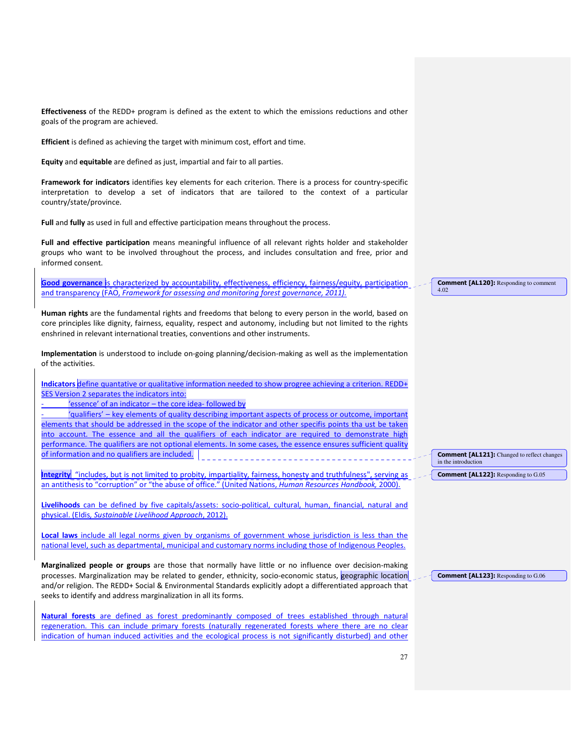**Effectiveness** of the REDD+ program is defined as the extent to which the emissions reductions and other goals of the program are achieved.

**Efficient** is defined as achieving the target with minimum cost, effort and time.

**Equity** and **equitable** are defined as just, impartial and fair to all parties.

**Framework for indicators** identifies key elements for each criterion. There is a process for country-specific interpretation to develop a set of indicators that are tailored to the context of a particular country/state/province.

**Full** and **fully** as used in full and effective participation means throughout the process.

**Full and effective participation** means meaningful influence of all relevant rights holder and stakeholder groups who want to be involved throughout the process, and includes consultation and free, prior and informed consent.

**Good governance** is characterized by accountability, effectiveness, efficiency, fairness/equity, participation and transparency (FAO, *Framework for assessing and monitoring forest governance, 2011).*

**Human rights** are the fundamental rights and freedoms that belong to every person in the world, based on core principles like dignity, fairness, equality, respect and autonomy, including but not limited to the rights enshrined in relevant international treaties, conventions and other instruments.

**Implementation** is understood to include on-going planning/decision-making as well as the implementation of the activities.

**Indicators** define quantative or qualitative information needed to show progree achieving a criterion. REDD+ SES Version 2 separates the indicators into:

- 'essence' of an indicator – the core idea- followed by
- 'qualifiers' – key elements of quality describing important aspects of process or outcome, important elements that should be addressed in the scope of the indicator and other specifis points tha ust be taken into account. The essence and all the qualifiers of each indicator are required to demonstrate high performance. The qualifiers are not optional elements. In some cases, the essence ensures sufficient quality of information and no qualifiers are included.

**Integrity** "includes, but is not limited to probity, impartiality, fairness, honesty and truthfulness", serving as an antithesis to "corruption" or "the abuse of office." (United Nations, *Human Resources Handbook,* 2000).

**Livelihoods** can be defined by five capitals/assets: socio-political, cultural, human, financial, natural and physical. (Eldis, *Sustainable Livelihood Approach*, 2012).

**Local laws** include all legal norms given by organisms of government whose jurisdiction is less than the national level, such as departmental, municipal and customary norms including those of Indigenous Peoples.

**Marginalized people or groups** are those that normally have little or no influence over decision-making processes. Marginalization may be related to gender, ethnicity, socio-economic status, geographic location and/or religion. The REDD+ Social & Environmental Standards explicitly adopt a differentiated approach that seeks to identify and address marginalization in all its forms.

**Natural forests** are defined as forest predominantly composed of trees established through natural regeneration. This can include primary forests (naturally regenerated forests where there are no clear indication of human induced activities and the ecological process is not significantly disturbed) and other

**Comment [AL120]:** Responding to comment 4.02

**Comment [AL121]:** Changed to reflect changes in the introduction

**Comment [AL122]:** Responding to G.05

**Comment [AL123]:** Responding to G.06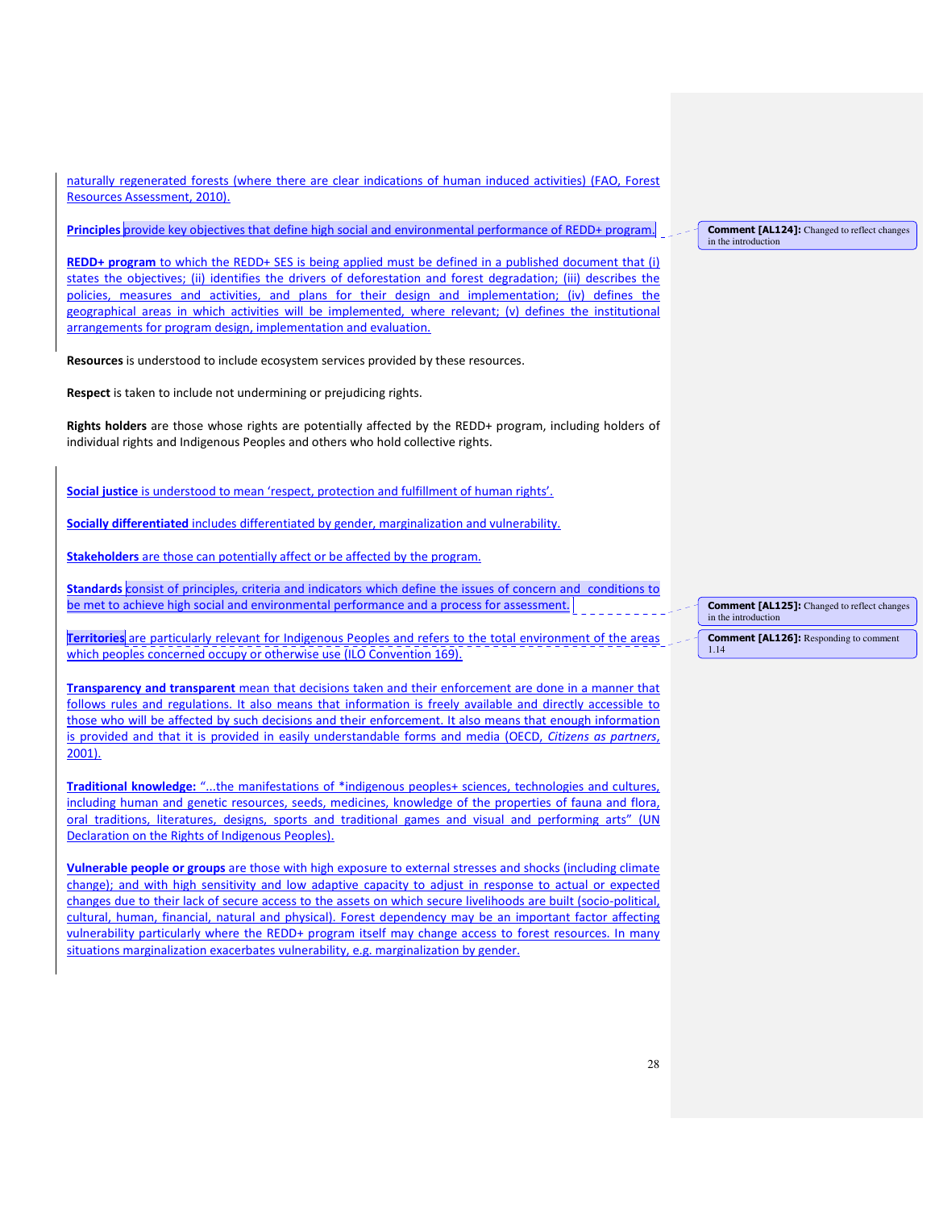naturally regenerated forests (where there are clear indications of human induced activities) (FAO, Forest Resources Assessment, 2010).

**Principles** provide key objectives that define high social and environmental performance of REDD+ program.

**REDD+ program** to which the REDD+ SES is being applied must be defined in a published document that (i) states the objectives; (ii) identifies the drivers of deforestation and forest degradation; (iii) describes the policies, measures and activities, and plans for their design and implementation; (iv) defines the geographical areas in which activities will be implemented, where relevant; (v) defines the institutional arrangements for program design, implementation and evaluation.

**Resources** is understood to include ecosystem services provided by these resources.

**Respect** is taken to include not undermining or prejudicing rights.

**Rights holders** are those whose rights are potentially affected by the REDD+ program, including holders of individual rights and Indigenous Peoples and others who hold collective rights.

**Social justice** is understood to mean 'respect, protection and fulfillment of human rights'.

**Socially differentiated** includes differentiated by gender, marginalization and vulnerability.

**Stakeholders** are those can potentially affect or be affected by the program.

**Standards** consist of principles, criteria and indicators which define the issues of concern and conditions to be met to achieve high social and environmental performance and a process for assessment.

**Territories** are particularly relevant for Indigenous Peoples and refers to the total environment of the areas which peoples concerned occupy or otherwise use (ILO Convention 169).

**Transparency and transparent** mean that decisions taken and their enforcement are done in a manner that follows rules and regulations. It also means that information is freely available and directly accessible to those who will be affected by such decisions and their enforcement. It also means that enough information is provided and that it is provided in easily understandable forms and media (OECD, *Citizens as partners*, 2001).

**Traditional knowledge:** "...the manifestations of *indigenous peoples+ sciences, technologies and cultures, including human and genetic resources, seeds, medicines, knowledge of the properties of fauna and flora, oral traditions, literatures, designs, sports and traditional games and visual and performing arts" (UN Declaration on the Rights of Indigenous Peoples).

**Vulnerable people or groups** are those with high exposure to external stresses and shocks (including climate change); and with high sensitivity and low adaptive capacity to adjust in response to actual or expected changes due to their lack of secure access to the assets on which secure livelihoods are built (socio-political, cultural, human, financial, natural and physical). Forest dependency may be an important factor affecting vulnerability particularly where the REDD+ program itself may change access to forest resources. In many situations marginalization exacerbates vulnerability, e.g. marginalization by gender.

**Comment [AL124]:** Changed to reflect changes in the introduction

**Comment [AL125]:** Changed to reflect changes in the introduction

**Comment [AL126]:** Responding to comment 1.14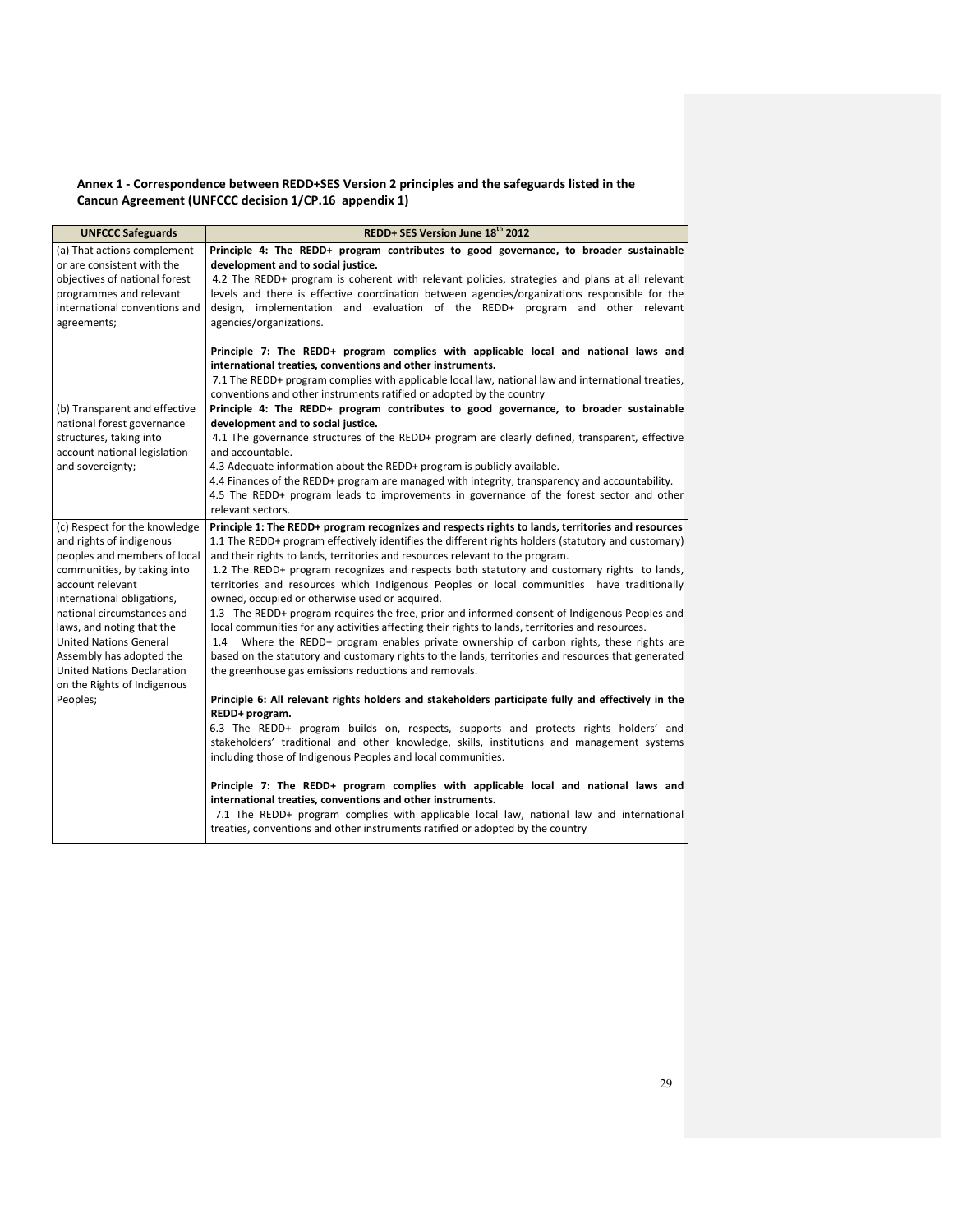**Annex 1 - Correspondence between REDD+SES Version 2 principles and the safeguards listed in the Cancun Agreement (UNFCCC decision 1/CP.16 appendix 1)**

| UNFCCC Safeguards | REDD+ SES Version June 18th 2012 |
|---|---|
| (a) That actions complement or are consistent with the objectives of national forest programmes and relevant international conventions and agreements; | **Principle 4: The REDD+ program contributes to good governance, to broader sustainable development and to social justice.**<br>4.2 The REDD+ program is coherent with relevant policies, strategies and plans at all relevant levels and there is effective coordination between agencies/organizations responsible for the design, implementation and evaluation of the REDD+ program and other relevant agencies/organizations.<br><br>**Principle 7: The REDD+ program complies with applicable local and national laws and international treaties, conventions and other instruments.**<br>7.1 The REDD+ program complies with applicable local law, national law and international treaties, conventions and other instruments ratified or adopted by the country |
| (b) Transparent and effective national forest governance structures, taking into account national legislation and sovereignty; | **Principle 4: The REDD+ program contributes to good governance, to broader sustainable development and to social justice.**<br>4.1 The governance structures of the REDD+ program are clearly defined, transparent, effective and accountable.<br>4.3 Adequate information about the REDD+ program is publicly available.<br>4.4 Finances of the REDD+ program are managed with integrity, transparency and accountability.<br>4.5 The REDD+ program leads to improvements in governance of the forest sector and other relevant sectors. |
| (c) Respect for the knowledge and rights of indigenous peoples and members of local communities, by taking into account relevant international obligations, national circumstances and laws, and noting that the United Nations General Assembly has adopted the United Nations Declaration on the Rights of Indigenous Peoples; | **Principle 1: The REDD+ program recognizes and respects rights to lands, territories and resources**<br>1.1 The REDD+ program effectively identifies the different rights holders (statutory and customary) and their rights to lands, territories and resources relevant to the program.<br>1.2 The REDD+ program recognizes and respects both statutory and customary rights to lands, territories and resources which Indigenous Peoples or local communities have traditionally owned, occupied or otherwise used or acquired.<br>1.3 The REDD+ program requires the free, prior and informed consent of Indigenous Peoples and local communities for any activities affecting their rights to lands, territories and resources.<br>1.4 Where the REDD+ program enables private ownership of carbon rights, these rights are based on the statutory and customary rights to the lands, territories and resources that generated the greenhouse gas emissions reductions and removals.<br><br>**Principle 6: All relevant rights holders and stakeholders participate fully and effectively in the REDD+ program.**<br>6.3 The REDD+ program builds on, respects, supports and protects rights holders' and stakeholders' traditional and other knowledge, skills, institutions and management systems including those of Indigenous Peoples and local communities.<br><br>**Principle 7: The REDD+ program complies with applicable local and national laws and international treaties, conventions and other instruments.**<br>7.1 The REDD+ program complies with applicable local law, national law and international treaties, conventions and other instruments ratified or adopted by the country |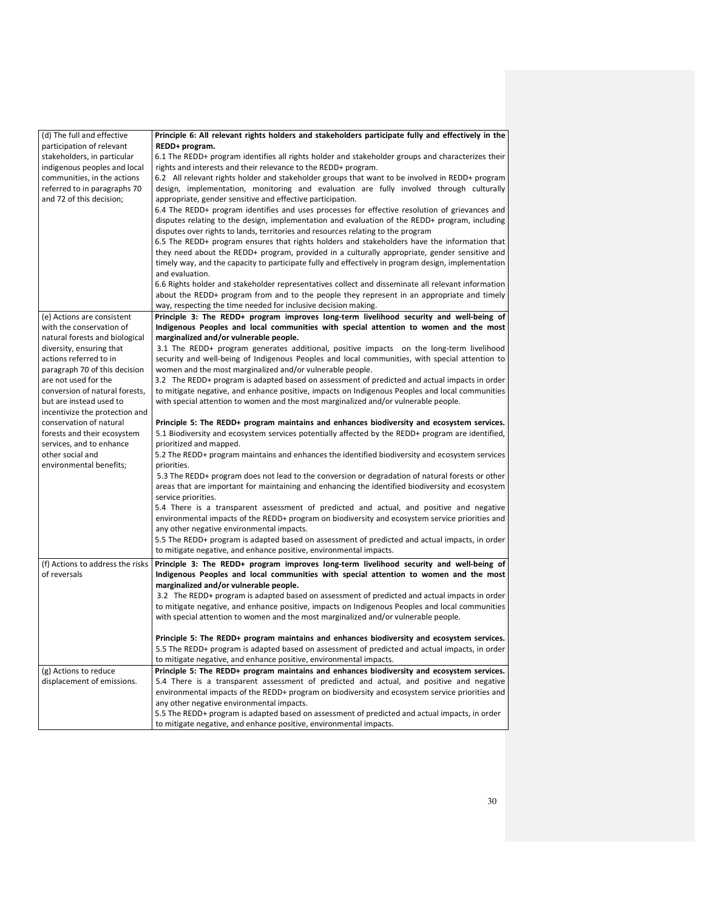| | |
|---|---|
| (d) The full and effective participation of relevant stakeholders, in particular indigenous peoples and local communities, in the actions referred to in paragraphs 70 and 72 of this decision; | **Principle 6: All relevant rights holders and stakeholders participate fully and effectively in the REDD+ program.**<br>6.1 The REDD+ program identifies all rights holder and stakeholder groups and characterizes their rights and interests and their relevance to the REDD+ program.<br>6.2 All relevant rights holder and stakeholder groups that want to be involved in REDD+ program design, implementation, monitoring and evaluation are fully involved through culturally appropriate, gender sensitive and effective participation.<br>6.4 The REDD+ program identifies and uses processes for effective resolution of grievances and disputes relating to the design, implementation and evaluation of the REDD+ program, including disputes over rights to lands, territories and resources relating to the program<br>6.5 The REDD+ program ensures that rights holders and stakeholders have the information that they need about the REDD+ program, provided in a culturally appropriate, gender sensitive and timely way, and the capacity to participate fully and effectively in program design, implementation and evaluation.<br>6.6 Rights holder and stakeholder representatives collect and disseminate all relevant information about the REDD+ program from and to the people they represent in an appropriate and timely way, respecting the time needed for inclusive decision making. |
| (e) Actions are consistent with the conservation of natural forests and biological diversity, ensuring that actions referred to in paragraph 70 of this decision are not used for the conversion of natural forests, but are instead used to incentivize the protection and conservation of natural forests and their ecosystem services, and to enhance other social and environmental benefits; | **Principle 3: The REDD+ program improves long-term livelihood security and well-being of Indigenous Peoples and local communities with special attention to women and the most marginalized and/or vulnerable people.**<br>3.1 The REDD+ program generates additional, positive impacts on the long-term livelihood security and well-being of Indigenous Peoples and local communities, with special attention to women and the most marginalized and/or vulnerable people.<br>3.2 The REDD+ program is adapted based on assessment of predicted and actual impacts in order to mitigate negative, and enhance positive, impacts on Indigenous Peoples and local communities with special attention to women and the most marginalized and/or vulnerable people.<br><br>**Principle 5: The REDD+ program maintains and enhances biodiversity and ecosystem services.**<br>5.1 Biodiversity and ecosystem services potentially affected by the REDD+ program are identified, prioritized and mapped.<br>5.2 The REDD+ program maintains and enhances the identified biodiversity and ecosystem services priorities.<br>5.3 The REDD+ program does not lead to the conversion or degradation of natural forests or other areas that are important for maintaining and enhancing the identified biodiversity and ecosystem service priorities.<br>5.4 There is a transparent assessment of predicted and actual, and positive and negative environmental impacts of the REDD+ program on biodiversity and ecosystem service priorities and any other negative environmental impacts.<br>5.5 The REDD+ program is adapted based on assessment of predicted and actual impacts, in order to mitigate negative, and enhance positive, environmental impacts. |
| (f) Actions to address the risks of reversals | **Principle 3: The REDD+ program improves long-term livelihood security and well-being of Indigenous Peoples and local communities with special attention to women and the most marginalized and/or vulnerable people.**<br>3.2 The REDD+ program is adapted based on assessment of predicted and actual impacts in order to mitigate negative, and enhance positive, impacts on Indigenous Peoples and local communities with special attention to women and the most marginalized and/or vulnerable people.<br><br>**Principle 5: The REDD+ program maintains and enhances biodiversity and ecosystem services.**<br>5.5 The REDD+ program is adapted based on assessment of predicted and actual impacts, in order to mitigate negative, and enhance positive, environmental impacts. |
| (g) Actions to reduce displacement of emissions. | **Principle 5: The REDD+ program maintains and enhances biodiversity and ecosystem services.**<br>5.4 There is a transparent assessment of predicted and actual, and positive and negative environmental impacts of the REDD+ program on biodiversity and ecosystem service priorities and any other negative environmental impacts.<br>5.5 The REDD+ program is adapted based on assessment of predicted and actual impacts, in order to mitigate negative, and enhance positive, environmental impacts. |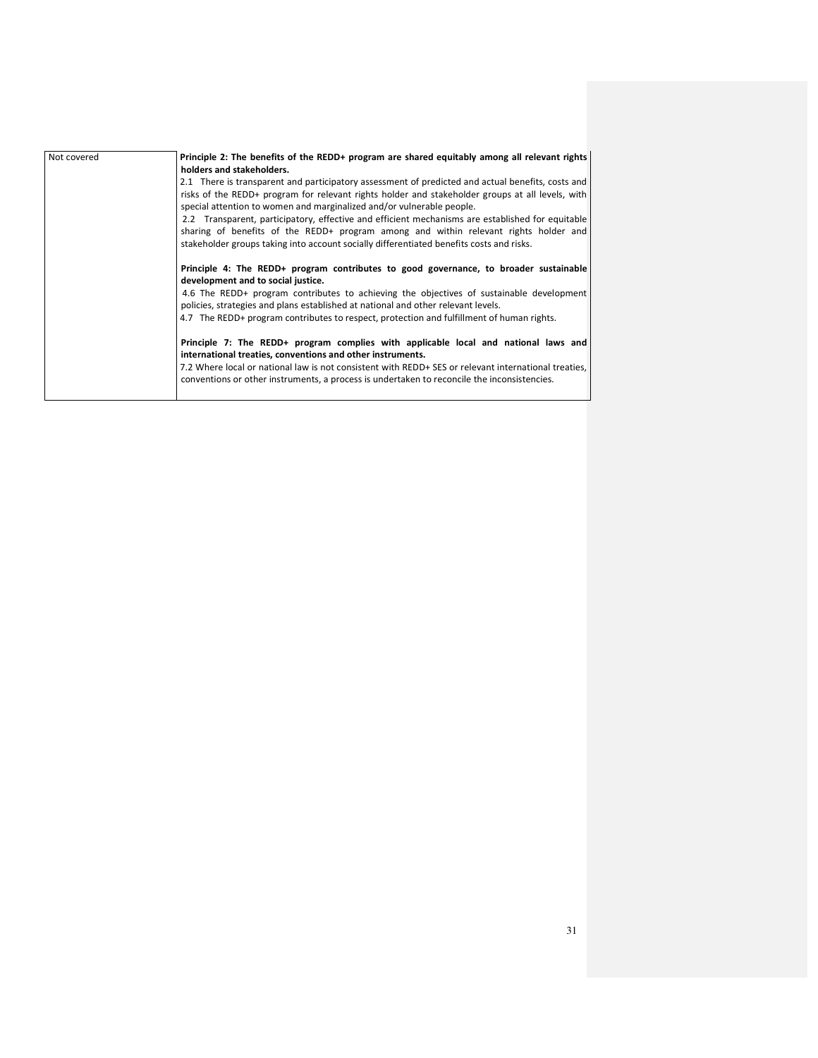| | |
|---|---|
| Not covered | **Principle 2: The benefits of the REDD+ program are shared equitably among all relevant rights holders and stakeholders.**<br>2.1 There is transparent and participatory assessment of predicted and actual benefits, costs and risks of the REDD+ program for relevant rights holder and stakeholder groups at all levels, with special attention to women and marginalized and/or vulnerable people.<br>2.2 Transparent, participatory, effective and efficient mechanisms are established for equitable sharing of benefits of the REDD+ program among and within relevant rights holder and stakeholder groups taking into account socially differentiated benefits costs and risks.<br><br>**Principle 4: The REDD+ program contributes to good governance, to broader sustainable development and to social justice.**<br>4.6 The REDD+ program contributes to achieving the objectives of sustainable development policies, strategies and plans established at national and other relevant levels.<br>4.7 The REDD+ program contributes to respect, protection and fulfillment of human rights.<br><br>**Principle 7: The REDD+ program complies with applicable local and national laws and international treaties, conventions and other instruments.**<br>7.2 Where local or national law is not consistent with REDD+ SES or relevant international treaties, conventions or other instruments, a process is undertaken to reconcile the inconsistencies. |